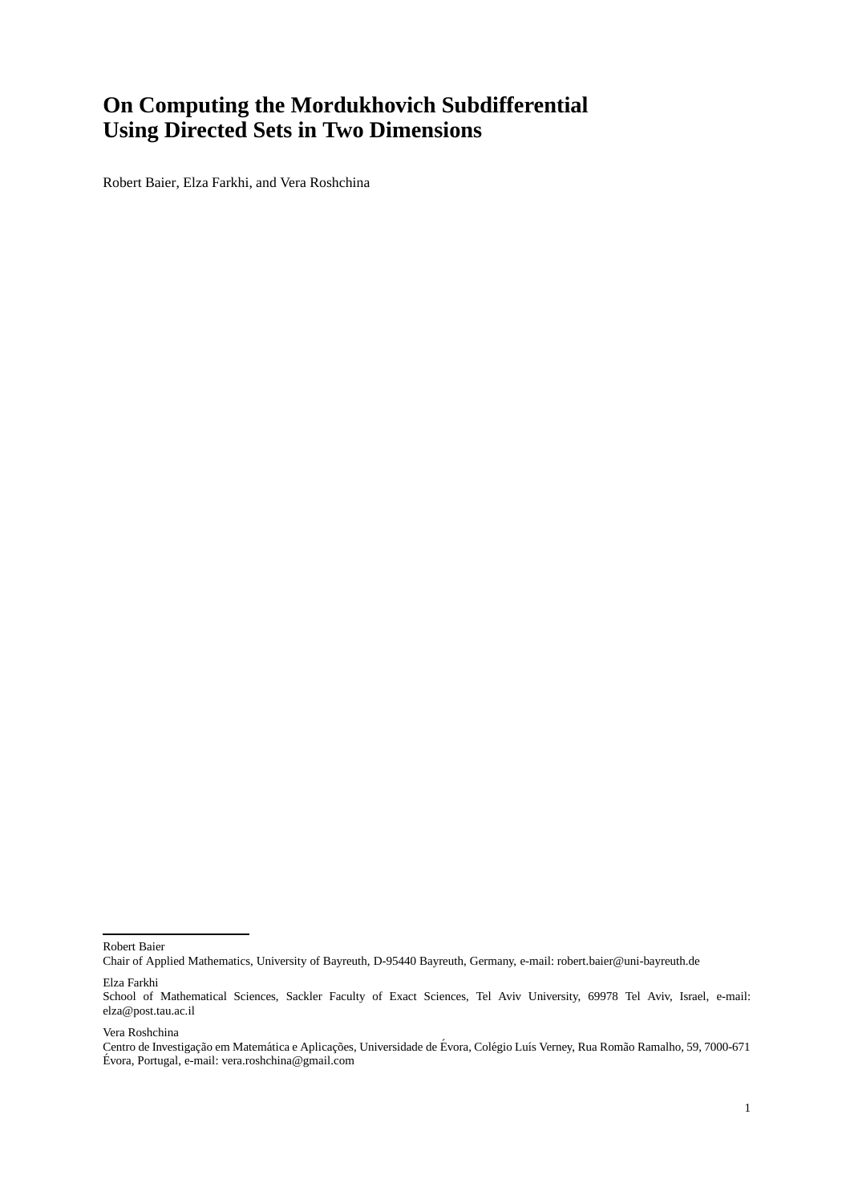# On Computing the Mordukhovich Subdifferential Using Directed Sets in Two Dimensions

Robert Baier, Elza Farkhi, and Vera Roshchina

---

Robert Baier
Chair of Applied Mathematics, University of Bayreuth, D-95440 Bayreuth, Germany, e-mail: robert.baier@uni-bayreuth.de

Elza Farkhi
School of Mathematical Sciences, Sackler Faculty of Exact Sciences, Tel Aviv University, 69978 Tel Aviv, Israel, e-mail: elza@post.tau.ac.il

Vera Roshchina
Centro de Investigação em Matemática e Aplicações, Universidade de Évora, Colégio Luís Verney, Rua Romão Ramalho, 59, 7000-671 Évora, Portugal, e-mail: vera.roshchina@gmail.com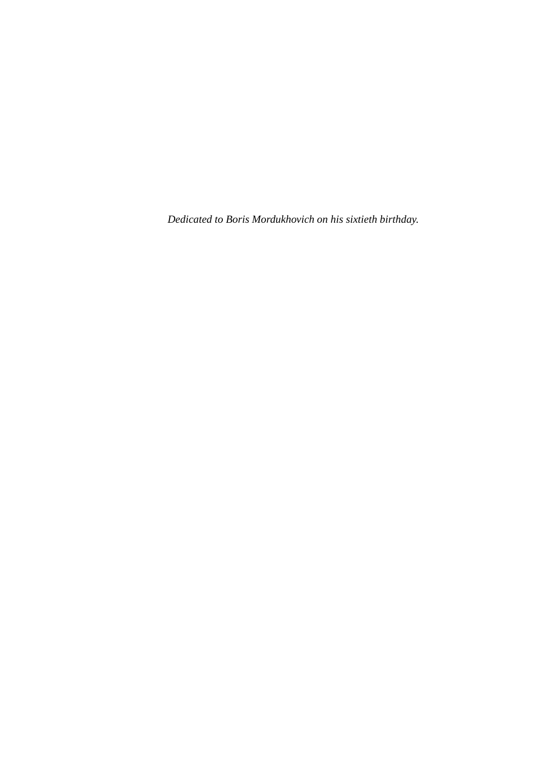*Dedicated to Boris Mordukhovich on his sixtieth birthday.*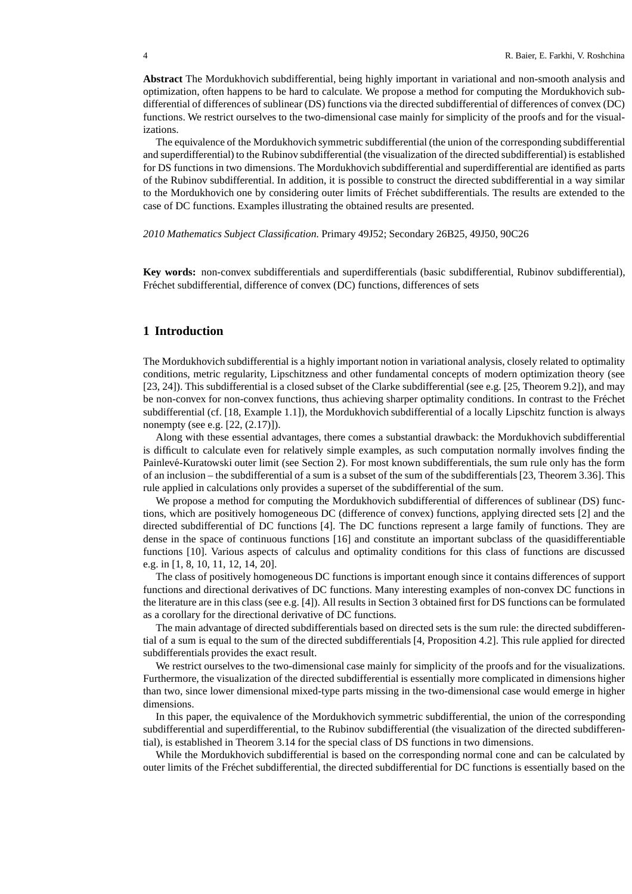**Abstract** The Mordukhovich subdifferential, being highly important in variational and non-smooth analysis and optimization, often happens to be hard to calculate. We propose a method for computing the Mordukhovich subdifferential of differences of sublinear (DS) functions via the directed subdifferential of differences of convex (DC) functions. We restrict ourselves to the two-dimensional case mainly for simplicity of the proofs and for the visualizations.

The equivalence of the Mordukhovich symmetric subdifferential (the union of the corresponding subdifferential and superdifferential) to the Rubinov subdifferential (the visualization of the directed subdifferential) is established for DS functions in two dimensions. The Mordukhovich subdifferential and superdifferential are identified as parts of the Rubinov subdifferential. In addition, it is possible to construct the directed subdifferential in a way similar to the Mordukhovich one by considering outer limits of Fréchet subdifferentials. The results are extended to the case of DC functions. Examples illustrating the obtained results are presented.

*2010 Mathematics Subject Classification.* Primary 49J52; Secondary 26B25, 49J50, 90C26

**Key words:** non-convex subdifferentials and superdifferentials (basic subdifferential, Rubinov subdifferential), Fréchet subdifferential, difference of convex (DC) functions, differences of sets

## 1 Introduction

The Mordukhovich subdifferential is a highly important notion in variational analysis, closely related to optimality conditions, metric regularity, Lipschitzness and other fundamental concepts of modern optimization theory (see [23, 24]). This subdifferential is a closed subset of the Clarke subdifferential (see e.g. [25, Theorem 9.2]), and may be non-convex for non-convex functions, thus achieving sharper optimality conditions. In contrast to the Fréchet subdifferential (cf. [18, Example 1.1]), the Mordukhovich subdifferential of a locally Lipschitz function is always nonempty (see e.g. [22, (2.17)]).

Along with these essential advantages, there comes a substantial drawback: the Mordukhovich subdifferential is difficult to calculate even for relatively simple examples, as such computation normally involves finding the Painlevé-Kuratowski outer limit (see Section 2). For most known subdifferentials, the sum rule only has the form of an inclusion – the subdifferential of a sum is a subset of the sum of the subdifferentials [23, Theorem 3.36]. This rule applied in calculations only provides a superset of the subdifferential of the sum.

We propose a method for computing the Mordukhovich subdifferential of differences of sublinear (DS) functions, which are positively homogeneous DC (difference of convex) functions, applying directed sets [2] and the directed subdifferential of DC functions [4]. The DC functions represent a large family of functions. They are dense in the space of continuous functions [16] and constitute an important subclass of the quasidifferentiable functions [10]. Various aspects of calculus and optimality conditions for this class of functions are discussed e.g. in [1, 8, 10, 11, 12, 14, 20].

The class of positively homogeneous DC functions is important enough since it contains differences of support functions and directional derivatives of DC functions. Many interesting examples of non-convex DC functions in the literature are in this class (see e.g. [4]). All results in Section 3 obtained first for DS functions can be formulated as a corollary for the directional derivative of DC functions.

The main advantage of directed subdifferentials based on directed sets is the sum rule: the directed subdifferential of a sum is equal to the sum of the directed subdifferentials [4, Proposition 4.2]. This rule applied for directed subdifferentials provides the exact result.

We restrict ourselves to the two-dimensional case mainly for simplicity of the proofs and for the visualizations. Furthermore, the visualization of the directed subdifferential is essentially more complicated in dimensions higher than two, since lower dimensional mixed-type parts missing in the two-dimensional case would emerge in higher dimensions.

In this paper, the equivalence of the Mordukhovich symmetric subdifferential, the union of the corresponding subdifferential and superdifferential, to the Rubinov subdifferential (the visualization of the directed subdifferential), is established in Theorem 3.14 for the special class of DS functions in two dimensions.

While the Mordukhovich subdifferential is based on the corresponding normal cone and can be calculated by outer limits of the Fréchet subdifferential, the directed subdifferential for DC functions is essentially based on the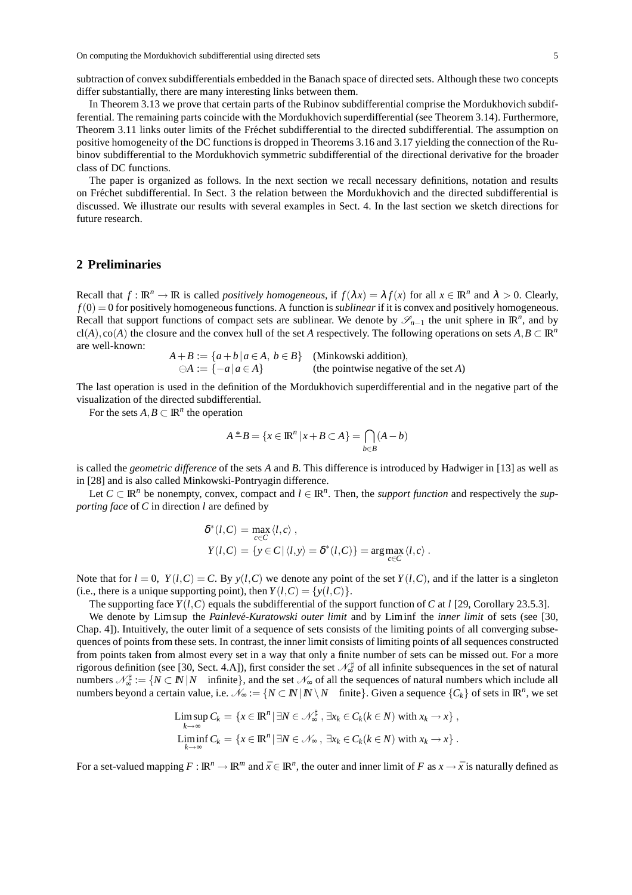subtraction of convex subdifferentials embedded in the Banach space of directed sets. Although these two concepts differ substantially, there are many interesting links between them.

In Theorem 3.13 we prove that certain parts of the Rubinov subdifferential comprise the Mordukhovich subdifferential. The remaining parts coincide with the Mordukhovich superdifferential (see Theorem 3.14). Furthermore, Theorem 3.11 links outer limits of the Fréchet subdifferential to the directed subdifferential. The assumption on positive homogeneity of the DC functions is dropped in Theorems 3.16 and 3.17 yielding the connection of the Rubinov subdifferential to the Mordukhovich symmetric subdifferential of the directional derivative for the broader class of DC functions.

The paper is organized as follows. In the next section we recall necessary definitions, notation and results on Fréchet subdifferential. In Sect. 3 the relation between the Mordukhovich and the directed subdifferential is discussed. We illustrate our results with several examples in Sect. 4. In the last section we sketch directions for future research.

## 2 Preliminaries

Recall that $f : \mathbb{R}^n \to \mathbb{R}$ is called *positively homogeneous*, if $f(\lambda x) = \lambda f(x)$ for all $x \in \mathbb{R}^n$ and $\lambda > 0$. Clearly, $f(0) = 0$ for positively homogeneous functions. A function is *sublinear* if it is convex and positively homogeneous. Recall that support functions of compact sets are sublinear. We denote by $\mathscr{S}_{n-1}$ the unit sphere in $\mathbb{R}^n$, and by $\mathrm{cl}(A), \mathrm{co}(A)$ the closure and the convex hull of the set $A$ respectively. The following operations on sets $A, B \subset \mathbb{R}^n$ are well-known:

$$\begin{aligned} A + B &:= \{a + b \,|\, a \in A,\ b \in B\} \quad \text{(Minkowski addition)},\\ \ominus A &:= \{-a \,|\, a \in A\} \quad \text{(the pointwise negative of the set } A\text{)} \end{aligned}$$

The last operation is used in the definition of the Mordukhovich superdifferential and in the negative part of the visualization of the directed subdifferential.

For the sets $A, B \subset \mathbb{R}^n$ the operation

$$A \stackrel{*}{-} B = \{x \in \mathbb{R}^n \,|\, x + B \subset A\} = \bigcap_{b \in B} (A - b)$$

is called the *geometric difference* of the sets $A$ and $B$. This difference is introduced by Hadwiger in [13] as well as in [28] and is also called Minkowski-Pontryagin difference.

Let $C \subset \mathbb{R}^n$ be nonempty, convex, compact and $l \in \mathbb{R}^n$. Then, the *support function* and respectively the *supporting face* of $C$ in direction $l$ are defined by

$$\begin{aligned} \delta^*(l, C) &= \max_{c \in C} \langle l, c \rangle \,,\\ Y(l, C) &= \{y \in C \,|\, \langle l, y \rangle = \delta^*(l, C)\} = \arg\max_{c \in C} \langle l, c \rangle \,. \end{aligned}$$

Note that for $l = 0$, $Y(l, C) = C$. By $y(l, C)$ we denote any point of the set $Y(l, C)$, and if the latter is a singleton (i.e., there is a unique supporting point), then $Y(l, C) = \{y(l, C)\}$.

The supporting face $Y(l, C)$ equals the subdifferential of the support function of $C$ at $l$ [29, Corollary 23.5.3].

We denote by $\mathrm{Lim\,sup}$ the *Painlevé-Kuratowski outer limit* and by $\mathrm{Lim\,inf}$ the *inner limit* of sets (see [30, Chap. 4]). Intuitively, the outer limit of a sequence of sets consists of the limiting points of all converging subsequences of points from these sets. In contrast, the inner limit consists of limiting points of all sequences constructed from points taken from almost every set in a way that only a finite number of sets can be missed out. For a more rigorous definition (see [30, Sect. 4.A]), first consider the set $\mathscr{N}_\infty^\sharp$ of all infinite subsequences in the set of natural numbers $\mathscr{N}_\infty^\sharp := \{N \subset \mathbb{N} \,|\, N \quad \text{infinite}\}$, and the set $\mathscr{N}_\infty$ of all the sequences of natural numbers which include all numbers beyond a certain value, i.e. $\mathscr{N}_\infty := \{N \subset \mathbb{N} \,|\, \mathbb{N} \setminus N \quad \text{finite}\}$. Given a sequence $\{C_k\}$ of sets in $\mathbb{R}^n$, we set

$$\begin{aligned} \operatorname*{Lim\,sup}_{k \to \infty} C_k &= \{x \in \mathbb{R}^n \,|\, \exists N \in \mathscr{N}_\infty^\sharp \,,\ \exists x_k \in C_k (k \in N) \text{ with } x_k \to x\} \,,\\ \operatorname*{Lim\,inf}_{k \to \infty} C_k &= \{x \in \mathbb{R}^n \,|\, \exists N \in \mathscr{N}_\infty \,,\ \exists x_k \in C_k (k \in N) \text{ with } x_k \to x\} \,. \end{aligned}$$

For a set-valued mapping $F : \mathbb{R}^n \to \mathbb{R}^m$ and $\bar{x} \in \mathbb{R}^n$, the outer and inner limit of $F$ as $x \to \bar{x}$ is naturally defined as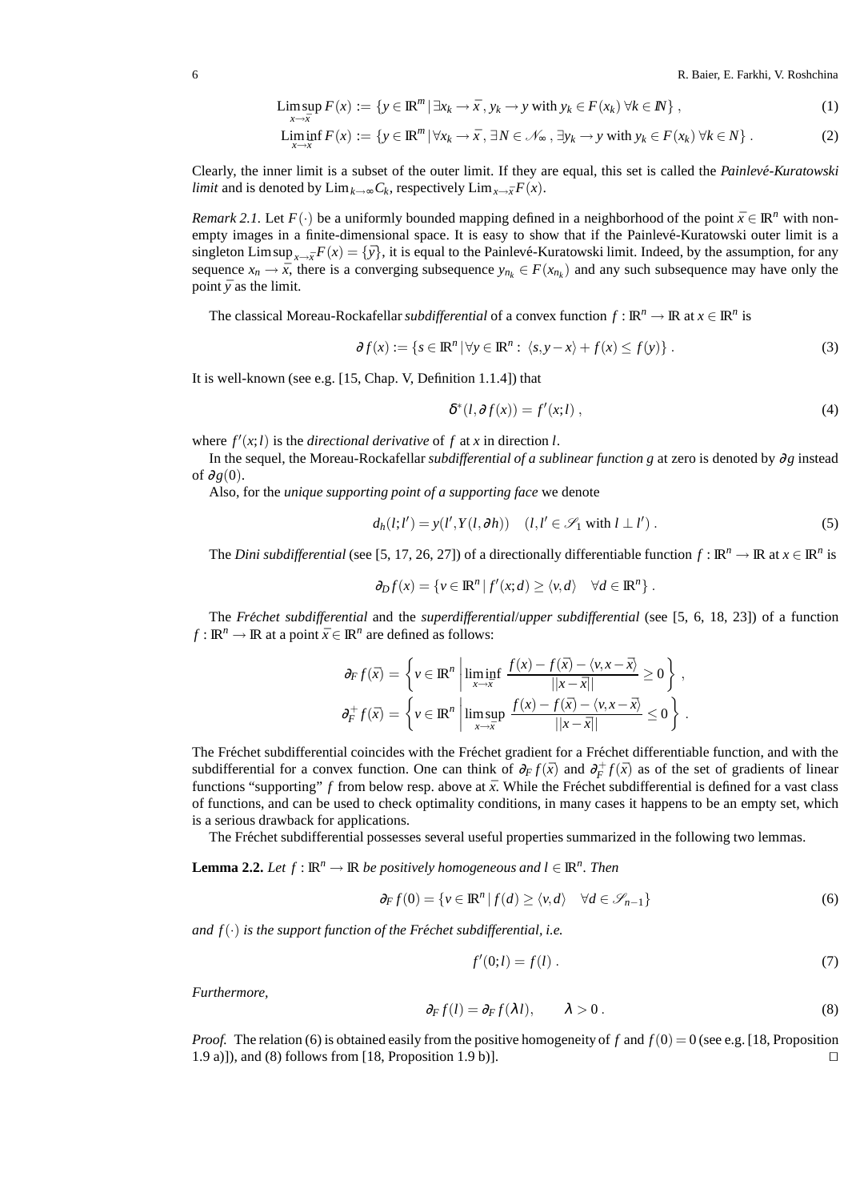$$\operatorname*{Lim\,sup}_{x \to \bar{x}} F(x) := \{ y \in \mathbb{R}^m \,|\, \exists x_k \to \bar{x}\,, y_k \to y \text{ with } y_k \in F(x_k)\ \forall k \in \mathbb{N} \}\,, \tag{1}$$

$$\operatorname*{Lim\,inf}_{x \to \bar{x}} F(x) := \{ y \in \mathbb{R}^m \,|\, \forall x_k \to \bar{x}\,, \exists N \in \mathscr{N}_\infty\,, \exists y_k \to y \text{ with } y_k \in F(x_k)\ \forall k \in N \}\,. \tag{2}$$

Clearly, the inner limit is a subset of the outer limit. If they are equal, this set is called the *Painlevé-Kuratowski limit* and is denoted by $\operatorname{Lim}_{k \to \infty} C_k$, respectively $\operatorname{Lim}_{x \to \bar{x}} F(x)$.

*Remark 2.1.* Let $F(\cdot)$ be a uniformly bounded mapping defined in a neighborhood of the point $\bar{x} \in \mathbb{R}^n$ with non-empty images in a finite-dimensional space. It is easy to show that if the Painlevé-Kuratowski outer limit is a singleton $\operatorname{Lim\,sup}_{x \to \bar{x}} F(x) = \{\bar{y}\}$, it is equal to the Painlevé-Kuratowski limit. Indeed, by the assumption, for any sequence $x_n \to \bar{x}$, there is a converging subsequence $y_{n_k} \in F(x_{n_k})$ and any such subsequence may have only the point $\bar{y}$ as the limit.

The classical Moreau-Rockafellar *subdifferential* of a convex function $f : \mathbb{R}^n \to \mathbb{R}$ at $x \in \mathbb{R}^n$ is

$$\partial f(x) := \{ s \in \mathbb{R}^n \,|\, \forall y \in \mathbb{R}^n : \langle s, y - x \rangle + f(x) \le f(y) \}\,. \tag{3}$$

It is well-known (see e.g. [15, Chap. V, Definition 1.1.4]) that

$$\delta^*(l, \partial f(x)) = f'(x; l)\,, \tag{4}$$

where $f'(x;l)$ is the *directional derivative* of $f$ at $x$ in direction $l$.

In the sequel, the Moreau-Rockafellar *subdifferential of a sublinear function g* at zero is denoted by $\partial g$ instead of $\partial g(0)$.

Also, for the *unique supporting point of a supporting face* we denote

$$d_h(l; l') = y(l', Y(l, \partial h)) \quad (l, l' \in \mathscr{S}_1 \text{ with } l \perp l')\,. \tag{5}$$

The *Dini subdifferential* (see [5, 17, 26, 27]) of a directionally differentiable function $f : \mathbb{R}^n \to \mathbb{R}$ at $x \in \mathbb{R}^n$ is

$$\partial_D f(x) = \{ v \in \mathbb{R}^n \,|\, f'(x; d) \ge \langle v, d \rangle \quad \forall d \in \mathbb{R}^n \}\,.$$

The *Fréchet subdifferential* and the *superdifferential*/*upper subdifferential* (see [5, 6, 18, 23]) of a function $f : \mathbb{R}^n \to \mathbb{R}$ at a point $\bar{x} \in \mathbb{R}^n$ are defined as follows:

$$\partial_F f(\bar{x}) = \left\{ v \in \mathbb{R}^n \,\middle|\, \liminf_{x \to \bar{x}} \frac{f(x) - f(\bar{x}) - \langle v, x - \bar{x} \rangle}{||x - \bar{x}||} \ge 0 \right\}\,,$$

$$\partial_F^+ f(\bar{x}) = \left\{ v \in \mathbb{R}^n \,\middle|\, \limsup_{x \to \bar{x}} \frac{f(x) - f(\bar{x}) - \langle v, x - \bar{x} \rangle}{||x - \bar{x}||} \le 0 \right\}\,.$$

The Fréchet subdifferential coincides with the Fréchet gradient for a Fréchet differentiable function, and with the subdifferential for a convex function. One can think of $\partial_F f(\bar{x})$ and $\partial_F^+ f(\bar{x})$ as of the set of gradients of linear functions "supporting" $f$ from below resp. above at $\bar{x}$. While the Fréchet subdifferential is defined for a vast class of functions, and can be used to check optimality conditions, in many cases it happens to be an empty set, which is a serious drawback for applications.

The Fréchet subdifferential possesses several useful properties summarized in the following two lemmas.

**Lemma 2.2.** *Let $f : \mathbb{R}^n \to \mathbb{R}$ be positively homogeneous and $l \in \mathbb{R}^n$. Then*

$$\partial_F f(0) = \{ v \in \mathbb{R}^n \,|\, f(d) \ge \langle v, d \rangle \quad \forall d \in \mathscr{S}_{n-1} \} \tag{6}$$

*and $f(\cdot)$ is the support function of the Fréchet subdifferential, i.e.*

$$f'(0; l) = f(l)\,. \tag{7}$$

*Furthermore,*

$$\partial_F f(l) = \partial_F f(\lambda l), \qquad \lambda > 0\,. \tag{8}$$

*Proof.* The relation (6) is obtained easily from the positive homogeneity of $f$ and $f(0) = 0$ (see e.g. [18, Proposition 1.9 a)]), and (8) follows from [18, Proposition 1.9 b)]. □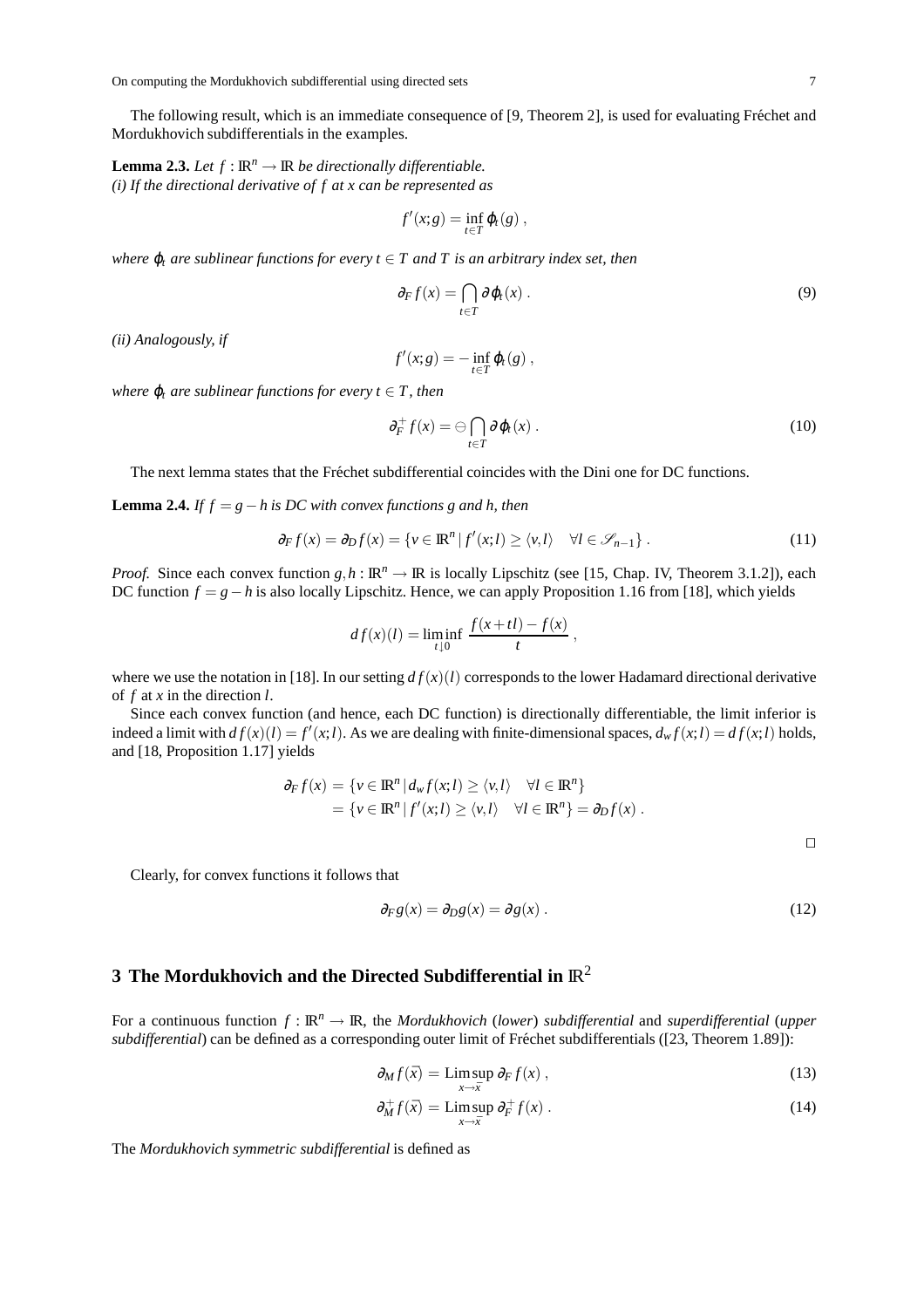The following result, which is an immediate consequence of [9, Theorem 2], is used for evaluating Fréchet and Mordukhovich subdifferentials in the examples.

**Lemma 2.3.** *Let $f : \mathbb{R}^n \to \mathbb{R}$ be directionally differentiable.*
*(i) If the directional derivative of $f$ at $x$ can be represented as*

$$f'(x;g) = \inf_{t \in T} \varphi_t(g) ,$$

*where $\varphi_t$ are sublinear functions for every $t \in T$ and $T$ is an arbitrary index set, then*

$$\partial_F f(x) = \bigcap_{t \in T} \partial \varphi_t(x) . \tag{9}$$

*(ii) Analogously, if*

$$f'(x;g) = -\inf_{t \in T} \varphi_t(g) ,$$

*where $\varphi_t$ are sublinear functions for every $t \in T$, then*

$$\partial_F^+ f(x) = \ominus \bigcap_{t \in T} \partial \varphi_t(x) . \tag{10}$$

The next lemma states that the Fréchet subdifferential coincides with the Dini one for DC functions.

**Lemma 2.4.** *If $f = g - h$ is DC with convex functions $g$ and $h$, then*

$$\partial_F f(x) = \partial_D f(x) = \{ v \in \mathbb{R}^n \,|\, f'(x;l) \geq \langle v, l \rangle \quad \forall l \in \mathscr{S}_{n-1} \} . \tag{11}$$

*Proof.* Since each convex function $g, h : \mathbb{R}^n \to \mathbb{R}$ is locally Lipschitz (see [15, Chap. IV, Theorem 3.1.2]), each DC function $f = g - h$ is also locally Lipschitz. Hence, we can apply Proposition 1.16 from [18], which yields

$$d f(x)(l) = \liminf_{t \downarrow 0} \frac{f(x+tl) - f(x)}{t} ,$$

where we use the notation in [18]. In our setting $d f(x)(l)$ corresponds to the lower Hadamard directional derivative of $f$ at $x$ in the direction $l$.

Since each convex function (and hence, each DC function) is directionally differentiable, the limit inferior is indeed a limit with $d f(x)(l) = f'(x;l)$. As we are dealing with finite-dimensional spaces, $d_w f(x;l) = d f(x;l)$ holds, and [18, Proposition 1.17] yields

$$\begin{aligned} \partial_F f(x) &= \{ v \in \mathbb{R}^n \,|\, d_w f(x;l) \geq \langle v, l \rangle \quad \forall l \in \mathbb{R}^n \} \\ &= \{ v \in \mathbb{R}^n \,|\, f'(x;l) \geq \langle v, l \rangle \quad \forall l \in \mathbb{R}^n \} = \partial_D f(x) . \end{aligned}$$

$\square$

Clearly, for convex functions it follows that

$$\partial_F g(x) = \partial_D g(x) = \partial g(x) . \tag{12}$$

## 3 The Mordukhovich and the Directed Subdifferential in $\mathbb{R}^2$

For a continuous function $f : \mathbb{R}^n \to \mathbb{R}$, the *Mordukhovich* (*lower*) *subdifferential* and *superdifferential* (*upper subdifferential*) can be defined as a corresponding outer limit of Fréchet subdifferentials ([23, Theorem 1.89]):

$$\partial_M f(\bar{x}) = \operatorname*{Lim\,sup}_{x \to \bar{x}} \partial_F f(x) , \tag{13}$$

$$\partial_M^+ f(\bar{x}) = \operatorname*{Lim\,sup}_{x \to \bar{x}} \partial_F^+ f(x) . \tag{14}$$

The *Mordukhovich symmetric subdifferential* is defined as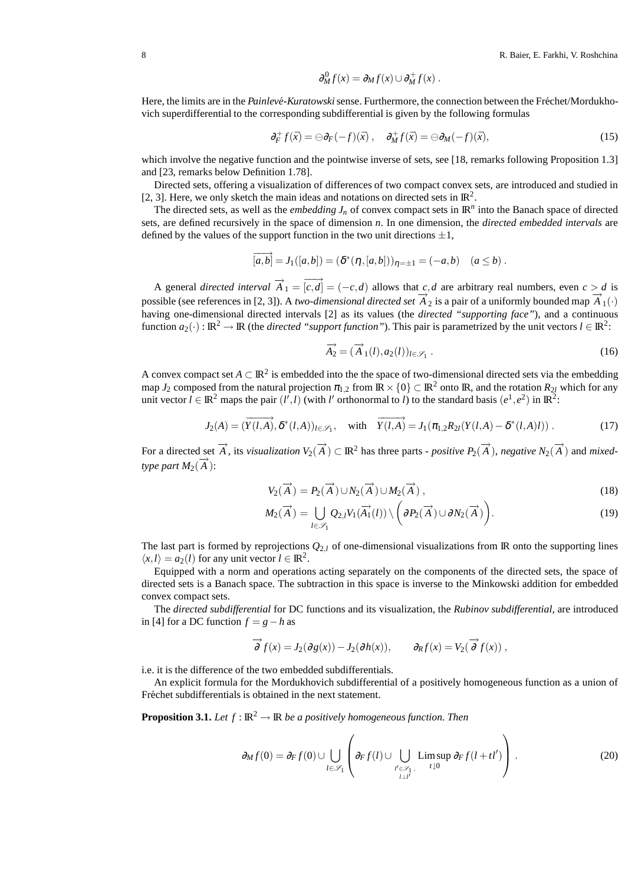$$\partial^0_M f(x) = \partial_M f(x) \cup \partial^+_M f(x) \ .$$

Here, the limits are in the *Painlevé-Kuratowski* sense. Furthermore, the connection between the Fréchet/Mordukhovich superdifferential to the corresponding subdifferential is given by the following formulas

$$\partial^+_F f(\bar{x}) = \ominus \partial_F(-f)(\bar{x}) \ , \quad \partial^+_M f(\bar{x}) = \ominus \partial_M(-f)(\bar{x}), \tag{15}$$

which involve the negative function and the pointwise inverse of sets, see [18, remarks following Proposition 1.3] and [23, remarks below Definition 1.78].

Directed sets, offering a visualization of differences of two compact convex sets, are introduced and studied in [2, 3]. Here, we only sketch the main ideas and notations on directed sets in $\mathbb{R}^2$.

The directed sets, as well as the *embedding* $J_n$ of convex compact sets in $\mathbb{R}^n$ into the Banach space of directed sets, are defined recursively in the space of dimension $n$. In one dimension, the *directed embedded intervals* are defined by the values of the support function in the two unit directions $\pm 1$,

$$\overrightarrow{[a,b]} = J_1([a,b]) = (\delta^*(\eta,[a,b]))_{\eta=\pm 1} = (-a,b) \quad (a \le b) \ .$$

A general *directed interval* $\overrightarrow{A}_1 = \overrightarrow{[c,d]} = (-c,d)$ allows that $c,d$ are arbitrary real numbers, even $c > d$ is possible (see references in [2, 3]). A *two-dimensional directed set* $\overrightarrow{A}_2$ is a pair of a uniformly bounded map $\overrightarrow{A}_1(\cdot)$ having one-dimensional directed intervals [2] as its values (the *directed "supporting face"*), and a continuous function $a_2(\cdot) : \mathbb{R}^2 \to \mathbb{R}$ (the *directed "support function"*). This pair is parametrized by the unit vectors $l \in \mathbb{R}^2$:

$$\overrightarrow{A_2} = (\overrightarrow{A}_1(l), a_2(l))_{l \in \mathscr{S}_1} \ . \tag{16}$$

A convex compact set $A \subset \mathbb{R}^2$ is embedded into the the space of two-dimensional directed sets via the embedding map $J_2$ composed from the natural projection $\pi_{1,2}$ from $\mathbb{R} \times \{0\} \subset \mathbb{R}^2$ onto $\mathbb{R}$, and the rotation $R_{2l}$ which for any unit vector $l \in \mathbb{R}^2$ maps the pair $(l',l)$ (with $l'$ orthonormal to $l$) to the standard basis $(e^1,e^2)$ in $\mathbb{R}^2$:

$$J_2(A) = (\overrightarrow{Y(l,A)}, \delta^*(l,A))_{l \in \mathscr{S}_1}, \quad \text{with} \quad \overrightarrow{Y(l,A)} = J_1(\pi_{1,2} R_{2l}(Y(l,A) - \delta^*(l,A)l)) \ . \tag{17}$$

For a directed set $\overrightarrow{A}$, its *visualization* $V_2(\overrightarrow{A}) \subset \mathbb{R}^2$ has three parts - *positive* $P_2(\overrightarrow{A})$, *negative* $N_2(\overrightarrow{A})$ and *mixed-type part* $M_2(\overrightarrow{A})$:

$$V_2(\overrightarrow{A}) = P_2(\overrightarrow{A}) \cup N_2(\overrightarrow{A}) \cup M_2(\overrightarrow{A}) \ , \tag{18}$$

$$M_2(\overrightarrow{A}) = \bigcup_{l \in \mathscr{S}_1} Q_{2,l} V_1(\overrightarrow{A_1}(l)) \setminus \left( \partial P_2(\overrightarrow{A}) \cup \partial N_2(\overrightarrow{A}) \right). \tag{19}$$

The last part is formed by reprojections $Q_{2,l}$ of one-dimensional visualizations from $\mathbb{R}$ onto the supporting lines $\langle x,l \rangle = a_2(l)$ for any unit vector $l \in \mathbb{R}^2$.

Equipped with a norm and operations acting separately on the components of the directed sets, the space of directed sets is a Banach space. The subtraction in this space is inverse to the Minkowski addition for embedded convex compact sets.

The *directed subdifferential* for DC functions and its visualization, the *Rubinov subdifferential*, are introduced in [4] for a DC function $f = g - h$ as

$$\overrightarrow{\partial} f(x) = J_2(\partial g(x)) - J_2(\partial h(x)), \qquad \partial_R f(x) = V_2(\overrightarrow{\partial} f(x)) \ ,$$

i.e. it is the difference of the two embedded subdifferentials.

An explicit formula for the Mordukhovich subdifferential of a positively homogeneous function as a union of Fréchet subdifferentials is obtained in the next statement.

**Proposition 3.1.** *Let $f : \mathbb{R}^2 \to \mathbb{R}$ be a positively homogeneous function. Then*

$$\partial_M f(0) = \partial_F f(0) \cup \bigcup_{l \in \mathscr{S}_1} \left( \partial_F f(l) \cup \bigcup_{\substack{l' \in \mathscr{S}_1, \\ l \perp l'}} \operatorname*{Lim\,sup}_{t \downarrow 0} \partial_F f(l + tl') \right) \ . \tag{20}$$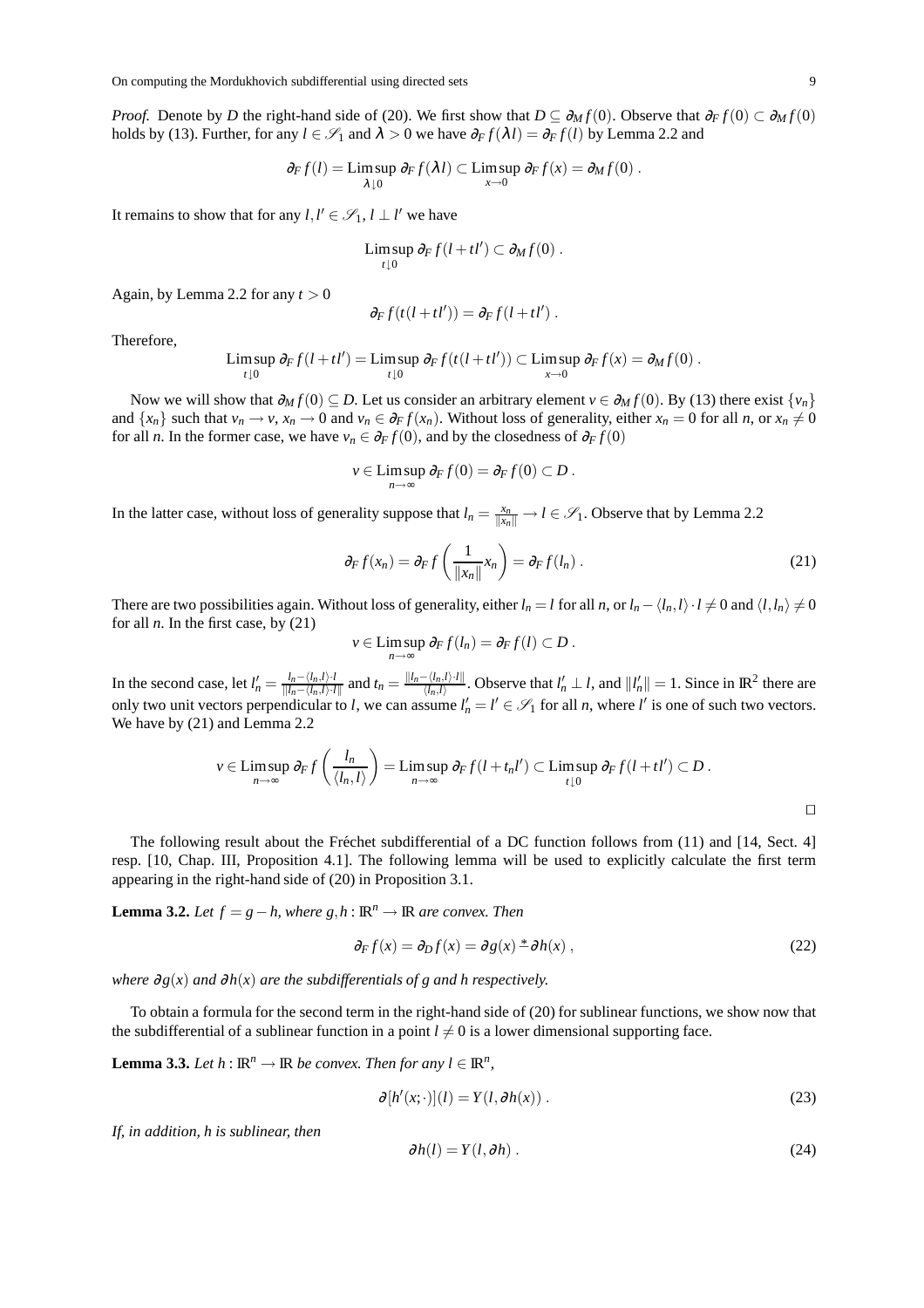*Proof.* Denote by $D$ the right-hand side of (20). We first show that $D \subseteq \partial_M f(0)$. Observe that $\partial_F f(0) \subset \partial_M f(0)$ holds by (13). Further, for any $l \in \mathscr{S}_1$ and $\lambda > 0$ we have $\partial_F f(\lambda l) = \partial_F f(l)$ by Lemma 2.2 and

$$\partial_F f(l) = \operatorname*{Lim\,sup}_{\lambda \downarrow 0} \partial_F f(\lambda l) \subset \operatorname*{Lim\,sup}_{x \to 0} \partial_F f(x) = \partial_M f(0)\,.$$

It remains to show that for any $l, l' \in \mathscr{S}_1$, $l \perp l'$ we have

$$\operatorname*{Lim\,sup}_{t \downarrow 0} \partial_F f(l + tl') \subset \partial_M f(0)\,.$$

Again, by Lemma 2.2 for any $t > 0$

$$\partial_F f(t(l + tl')) = \partial_F f(l + tl')\,.$$

Therefore,

$$\operatorname*{Lim\,sup}_{t \downarrow 0} \partial_F f(l + tl') = \operatorname*{Lim\,sup}_{t \downarrow 0} \partial_F f(t(l + tl')) \subset \operatorname*{Lim\,sup}_{x \to 0} \partial_F f(x) = \partial_M f(0)\,.$$

Now we will show that $\partial_M f(0) \subseteq D$. Let us consider an arbitrary element $v \in \partial_M f(0)$. By (13) there exist $\{v_n\}$ and $\{x_n\}$ such that $v_n \to v$, $x_n \to 0$ and $v_n \in \partial_F f(x_n)$. Without loss of generality, either $x_n = 0$ for all $n$, or $x_n \neq 0$ for all $n$. In the former case, we have $v_n \in \partial_F f(0)$, and by the closedness of $\partial_F f(0)$

$$v \in \operatorname*{Lim\,sup}_{n \to \infty} \partial_F f(0) = \partial_F f(0) \subset D\,.$$

In the latter case, without loss of generality suppose that $l_n = \frac{x_n}{\|x_n\|} \to l \in \mathscr{S}_1$. Observe that by Lemma 2.2

$$\partial_F f(x_n) = \partial_F f\left(\frac{1}{\|x_n\|} x_n\right) = \partial_F f(l_n)\,. \tag{21}$$

There are two possibilities again. Without loss of generality, either $l_n = l$ for all $n$, or $l_n - \langle l_n, l\rangle \cdot l \neq 0$ and $\langle l, l_n\rangle \neq 0$ for all $n$. In the first case, by (21)

$$v \in \operatorname*{Lim\,sup}_{n \to \infty} \partial_F f(l_n) = \partial_F f(l) \subset D\,.$$

In the second case, let $l'_n = \frac{l_n - \langle l_n, l\rangle \cdot l}{\|l_n - \langle l_n, l\rangle \cdot l\|}$ and $t_n = \frac{\|l_n - \langle l_n, l\rangle \cdot l\|}{\langle l_n, l\rangle}$. Observe that $l'_n \perp l$, and $\|l'_n\| = 1$. Since in $\mathbb{R}^2$ there are only two unit vectors perpendicular to $l$, we can assume $l'_n = l' \in \mathscr{S}_1$ for all $n$, where $l'$ is one of such two vectors. We have by (21) and Lemma 2.2

$$v \in \operatorname*{Lim\,sup}_{n \to \infty} \partial_F f\left(\frac{l_n}{\langle l_n, l\rangle}\right) = \operatorname*{Lim\,sup}_{n \to \infty} \partial_F f(l + t_n l') \subset \operatorname*{Lim\,sup}_{t \downarrow 0} \partial_F f(l + tl') \subset D\,.$$

$\square$

The following result about the Fréchet subdifferential of a DC function follows from (11) and [14, Sect. 4] resp. [10, Chap. III, Proposition 4.1]. The following lemma will be used to explicitly calculate the first term appearing in the right-hand side of (20) in Proposition 3.1.

**Lemma 3.2.** *Let $f = g - h$, where $g, h : \mathbb{R}^n \to \mathbb{R}$ are convex. Then*

$$\partial_F f(x) = \partial_D f(x) = \partial g(x) \stackrel{*}{-} \partial h(x)\,, \tag{22}$$

*where $\partial g(x)$ and $\partial h(x)$ are the subdifferentials of $g$ and $h$ respectively.*

To obtain a formula for the second term in the right-hand side of (20) for sublinear functions, we show now that the subdifferential of a sublinear function in a point $l \neq 0$ is a lower dimensional supporting face.

**Lemma 3.3.** *Let $h : \mathbb{R}^n \to \mathbb{R}$ be convex. Then for any $l \in \mathbb{R}^n$,*

$$\partial[h'(x;\cdot)](l) = Y(l, \partial h(x))\,. \tag{23}$$

*If, in addition, $h$ is sublinear, then*

$$\partial h(l) = Y(l, \partial h)\,. \tag{24}$$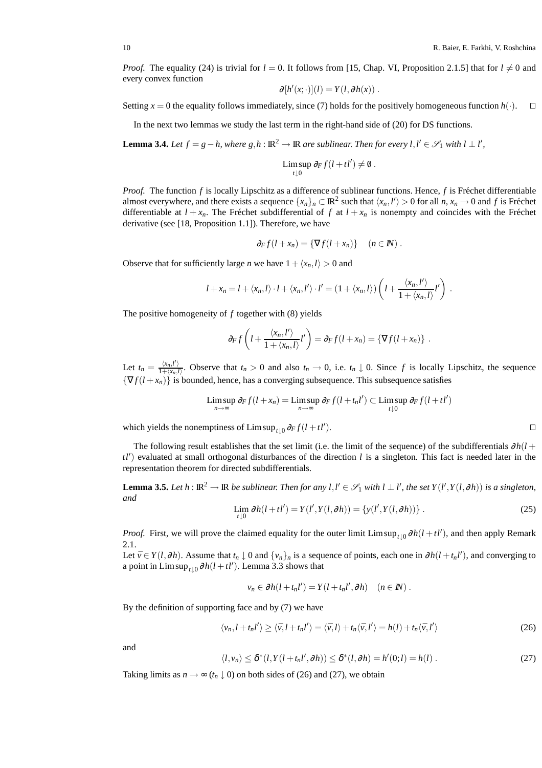*Proof.* The equality (24) is trivial for $l = 0$. It follows from [15, Chap. VI, Proposition 2.1.5] that for $l \neq 0$ and every convex function

$$\partial[h'(x;\cdot)](l) = Y(l, \partial h(x)) \, .$$

Setting $x = 0$ the equality follows immediately, since (7) holds for the positively homogeneous function $h(\cdot)$. $\square$

In the next two lemmas we study the last term in the right-hand side of (20) for DS functions.

**Lemma 3.4.** *Let $f = g - h$, where $g, h : \mathbb{R}^2 \to \mathbb{R}$ are sublinear. Then for every $l, l' \in \mathscr{S}_1$ with $l \perp l'$,*

$$\operatorname*{Lim\,sup}_{t \downarrow 0} \partial_F f(l + tl') \neq \emptyset \, .$$

*Proof.* The function $f$ is locally Lipschitz as a difference of sublinear functions. Hence, $f$ is Fréchet differentiable almost everywhere, and there exists a sequence $\{x_n\}_n \subset \mathbb{R}^2$ such that $\langle x_n, l' \rangle > 0$ for all $n$, $x_n \to 0$ and $f$ is Fréchet differentiable at $l + x_n$. The Fréchet subdifferential of $f$ at $l + x_n$ is nonempty and coincides with the Fréchet derivative (see [18, Proposition 1.1]). Therefore, we have

$$\partial_F f(l + x_n) = \{\nabla f(l + x_n)\} \quad (n \in \mathbb{N}) \, .$$

Observe that for sufficiently large $n$ we have $1 + \langle x_n, l \rangle > 0$ and

$$l + x_n = l + \langle x_n, l \rangle \cdot l + \langle x_n, l' \rangle \cdot l' = (1 + \langle x_n, l \rangle) \left( l + \frac{\langle x_n, l' \rangle}{1 + \langle x_n, l \rangle} l' \right) \, .$$

The positive homogeneity of $f$ together with (8) yields

$$\partial_F f \left( l + \frac{\langle x_n, l' \rangle}{1 + \langle x_n, l \rangle} l' \right) = \partial_F f(l + x_n) = \{\nabla f(l + x_n)\} \, .$$

Let $t_n = \frac{\langle x_n, l' \rangle}{1 + \langle x_n, l \rangle}$. Observe that $t_n > 0$ and also $t_n \to 0$, i.e. $t_n \downarrow 0$. Since $f$ is locally Lipschitz, the sequence $\{\nabla f(l + x_n)\}$ is bounded, hence, has a converging subsequence. This subsequence satisfies

$$\operatorname*{Lim\,sup}_{n \to \infty} \partial_F f(l + x_n) = \operatorname*{Lim\,sup}_{n \to \infty} \partial_F f(l + t_n l') \subset \operatorname*{Lim\,sup}_{t \downarrow 0} \partial_F f(l + tl')$$

which yields the nonemptiness of $\operatorname{Lim\,sup}_{t \downarrow 0} \partial_F f(l + tl')$. $\square$

The following result establishes that the set limit (i.e. the limit of the sequence) of the subdifferentials $\partial h(l + tl')$ evaluated at small orthogonal disturbances of the direction $l$ is a singleton. This fact is needed later in the representation theorem for directed subdifferentials.

**Lemma 3.5.** *Let $h : \mathbb{R}^2 \to \mathbb{R}$ be sublinear. Then for any $l, l' \in \mathscr{S}_1$ with $l \perp l'$, the set $Y(l', Y(l, \partial h))$ is a singleton, and*

$$\operatorname*{Lim}_{t \downarrow 0} \partial h(l + tl') = Y(l', Y(l, \partial h)) = \{y(l', Y(l, \partial h))\} \, . \tag{25}$$

*Proof.* First, we will prove the claimed equality for the outer limit $\operatorname{Lim\,sup}_{t \downarrow 0} \partial h(l + tl')$, and then apply Remark 2.1.

Let $\bar{v} \in Y(l, \partial h)$. Assume that $t_n \downarrow 0$ and $\{v_n\}_n$ is a sequence of points, each one in $\partial h(l + t_n l')$, and converging to a point in $\operatorname{Lim\,sup}_{t \downarrow 0} \partial h(l + tl')$. Lemma 3.3 shows that

$$v_n \in \partial h(l + t_n l') = Y(l + t_n l', \partial h) \quad (n \in \mathbb{N}) \, .$$

By the definition of supporting face and by (7) we have

$$\langle v_n, l + t_n l' \rangle \geq \langle \bar{v}, l + t_n l' \rangle = \langle \bar{v}, l \rangle + t_n \langle \bar{v}, l' \rangle = h(l) + t_n \langle \bar{v}, l' \rangle \tag{26}$$

and

$$\langle l, v_n \rangle \leq \delta^*(l, Y(l + t_n l', \partial h)) \leq \delta^*(l, \partial h) = h'(0; l) = h(l) \, . \tag{27}$$

Taking limits as $n \to \infty$ ($t_n \downarrow 0$) on both sides of (26) and (27), we obtain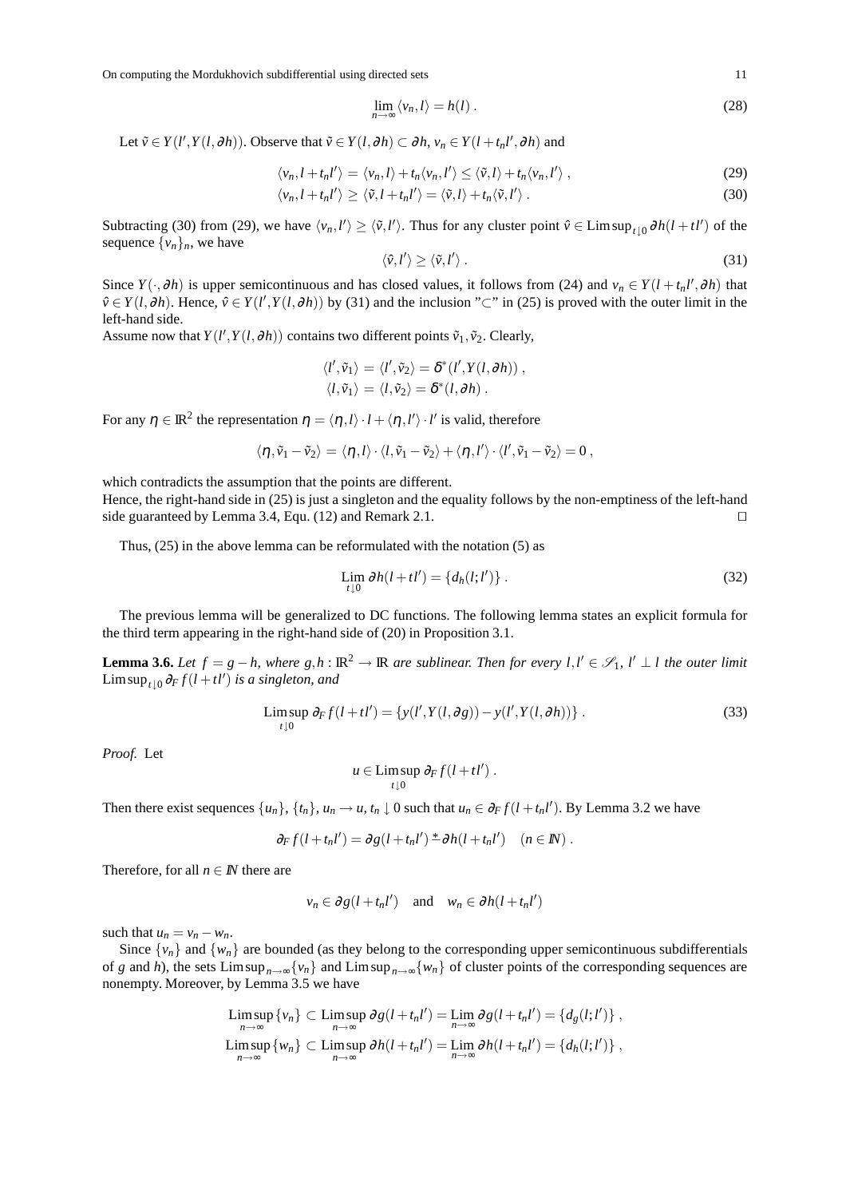$$\lim_{n\to\infty} \langle v_n, l\rangle = h(l)\,. \tag{28}$$

Let $\tilde{v} \in Y(l', Y(l,\partial h))$. Observe that $\tilde{v} \in Y(l,\partial h) \subset \partial h$, $v_n \in Y(l+t_n l', \partial h)$ and

$$\langle v_n, l + t_n l'\rangle = \langle v_n, l\rangle + t_n \langle v_n, l'\rangle \le \langle \tilde{v}, l\rangle + t_n \langle v_n, l'\rangle\,, \tag{29}$$

$$\langle v_n, l + t_n l'\rangle \ge \langle \tilde{v}, l + t_n l'\rangle = \langle \tilde{v}, l\rangle + t_n \langle \tilde{v}, l'\rangle\,. \tag{30}$$

Subtracting (30) from (29), we have $\langle v_n, l'\rangle \ge \langle \tilde{v}, l'\rangle$. Thus for any cluster point $\hat{v} \in \operatorname{Lim\,sup}_{t\downarrow 0} \partial h(l+tl')$ of the sequence $\{v_n\}_n$, we have

$$\langle \hat{v}, l'\rangle \ge \langle \tilde{v}, l'\rangle\,. \tag{31}$$

Since $Y(\cdot, \partial h)$ is upper semicontinuous and has closed values, it follows from (24) and $v_n \in Y(l + t_n l', \partial h)$ that $\hat{v} \in Y(l,\partial h)$. Hence, $\hat{v} \in Y(l', Y(l,\partial h))$ by (31) and the inclusion "$\subset$" in (25) is proved with the outer limit in the left-hand side.

Assume now that $Y(l', Y(l,\partial h))$ contains two different points $\tilde{v}_1, \tilde{v}_2$. Clearly,

$$\langle l', \tilde{v}_1\rangle = \langle l', \tilde{v}_2\rangle = \delta^*(l', Y(l,\partial h))\,,$$
$$\langle l, \tilde{v}_1\rangle = \langle l, \tilde{v}_2\rangle = \delta^*(l,\partial h)\,.$$

For any $\eta \in \mathbb{R}^2$ the representation $\eta = \langle \eta, l\rangle \cdot l + \langle \eta, l'\rangle \cdot l'$ is valid, therefore

$$\langle \eta, \tilde{v}_1 - \tilde{v}_2\rangle = \langle \eta, l\rangle \cdot \langle l, \tilde{v}_1 - \tilde{v}_2\rangle + \langle \eta, l'\rangle \cdot \langle l', \tilde{v}_1 - \tilde{v}_2\rangle = 0\,,$$

which contradicts the assumption that the points are different.

Hence, the right-hand side in (25) is just a singleton and the equality follows by the non-emptiness of the left-hand side guaranteed by Lemma 3.4, Equ. (12) and Remark 2.1. $\square$

Thus, (25) in the above lemma can be reformulated with the notation (5) as

$$\operatorname*{Lim}_{t\downarrow 0} \partial h(l+tl') = \{d_h(l;l')\}\,. \tag{32}$$

The previous lemma will be generalized to DC functions. The following lemma states an explicit formula for the third term appearing in the right-hand side of (20) in Proposition 3.1.

**Lemma 3.6.** *Let $f = g - h$, where $g,h : \mathbb{R}^2 \to \mathbb{R}$ are sublinear. Then for every $l,l' \in \mathscr{S}_1$, $l' \perp l$ the outer limit $\operatorname{Lim\,sup}_{t\downarrow 0} \partial_F f(l+tl')$ is a singleton, and*

$$\operatorname*{Lim\,sup}_{t\downarrow 0} \partial_F f(l+tl') = \{y(l', Y(l,\partial g)) - y(l', Y(l,\partial h))\}\,. \tag{33}$$

*Proof.* Let

$$u \in \operatorname*{Lim\,sup}_{t\downarrow 0} \partial_F f(l+tl')\,.$$

Then there exist sequences $\{u_n\}$, $\{t_n\}$, $u_n \to u$, $t_n \downarrow 0$ such that $u_n \in \partial_F f(l+t_n l')$. By Lemma 3.2 we have

$$\partial_F f(l+t_n l') = \partial g(l+t_n l') \overset{*}{-} \partial h(l+t_n l') \quad (n \in \mathbb{N})\,.$$

Therefore, for all $n \in \mathbb{N}$ there are

$$v_n \in \partial g(l+t_n l') \quad \text{and} \quad w_n \in \partial h(l+t_n l')$$

such that $u_n = v_n - w_n$.

Since $\{v_n\}$ and $\{w_n\}$ are bounded (as they belong to the corresponding upper semicontinuous subdifferentials of $g$ and $h$), the sets $\operatorname{Lim\,sup}_{n\to\infty}\{v_n\}$ and $\operatorname{Lim\,sup}_{n\to\infty}\{w_n\}$ of cluster points of the corresponding sequences are nonempty. Moreover, by Lemma 3.5 we have

$$\operatorname*{Lim\,sup}_{n\to\infty}\{v_n\} \subset \operatorname*{Lim\,sup}_{n\to\infty} \partial g(l+t_n l') = \operatorname*{Lim}_{n\to\infty} \partial g(l+t_n l') = \{d_g(l;l')\}\,,$$
$$\operatorname*{Lim\,sup}_{n\to\infty}\{w_n\} \subset \operatorname*{Lim\,sup}_{n\to\infty} \partial h(l+t_n l') = \operatorname*{Lim}_{n\to\infty} \partial h(l+t_n l') = \{d_h(l;l')\}\,,$$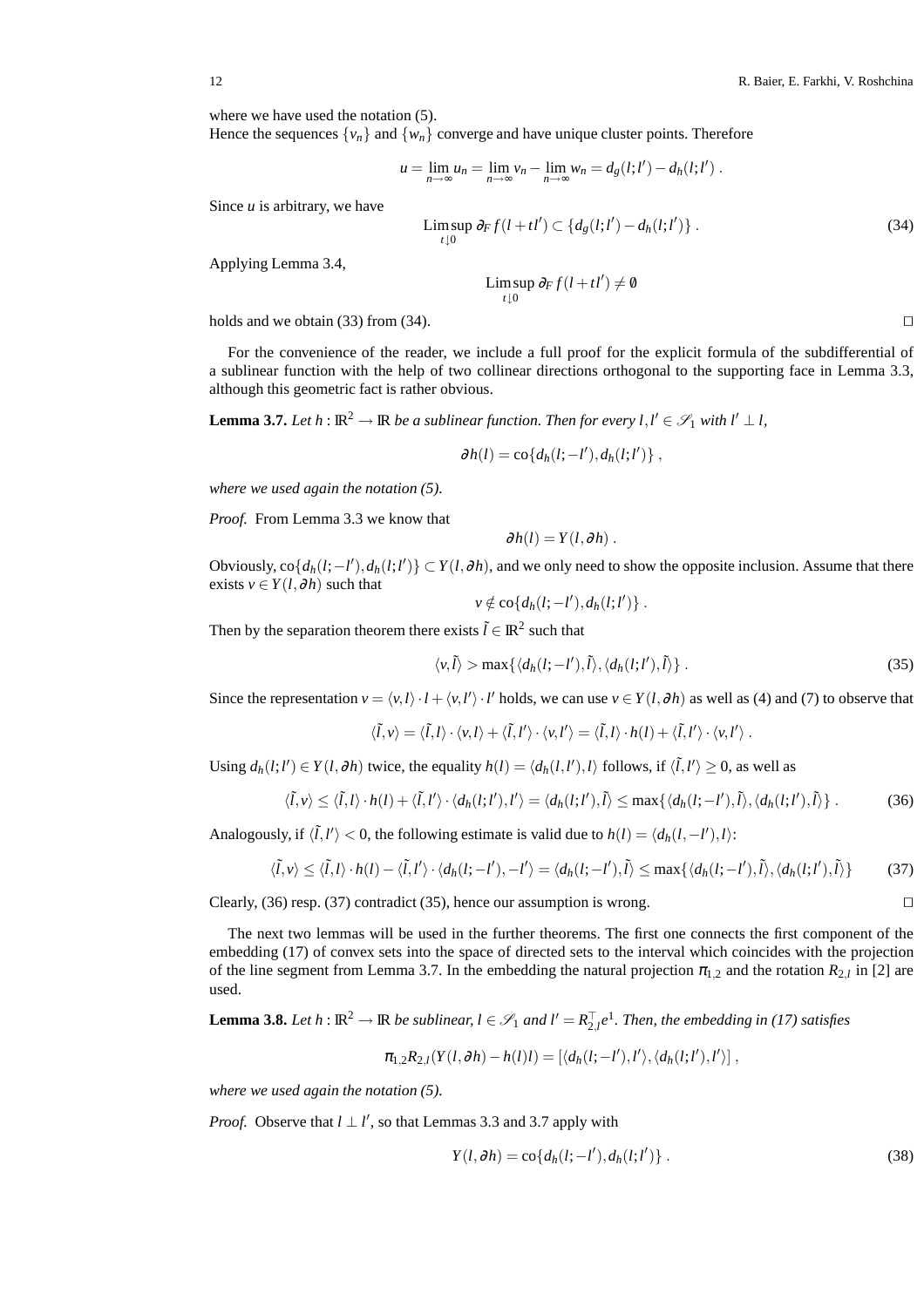where we have used the notation (5).
Hence the sequences $\{v_n\}$ and $\{w_n\}$ converge and have unique cluster points. Therefore

$$u = \lim_{n\to\infty} u_n = \lim_{n\to\infty} v_n - \lim_{n\to\infty} w_n = d_g(l;l') - d_h(l;l') \,.$$

Since $u$ is arbitrary, we have

$$\operatorname*{Lim\,sup}_{t\downarrow 0} \partial_F f(l+tl') \subset \{d_g(l;l') - d_h(l;l')\} \,. \tag{34}$$

Applying Lemma 3.4,

$$\operatorname*{Lim\,sup}_{t\downarrow 0} \partial_F f(l+tl') \neq \emptyset$$

holds and we obtain (33) from (34). ◻

For the convenience of the reader, we include a full proof for the explicit formula of the subdifferential of a sublinear function with the help of two collinear directions orthogonal to the supporting face in Lemma 3.3, although this geometric fact is rather obvious.

**Lemma 3.7.** *Let $h : \mathbb{R}^2 \to \mathbb{R}$ be a sublinear function. Then for every $l, l' \in \mathscr{S}_1$ with $l' \perp l$,*

$$\partial h(l) = \operatorname{co}\{d_h(l;-l'), d_h(l;l')\} \,,$$

*where we used again the notation (5).*

*Proof.* From Lemma 3.3 we know that

$$\partial h(l) = Y(l, \partial h) \,.$$

Obviously, $\operatorname{co}\{d_h(l;-l'), d_h(l;l')\} \subset Y(l,\partial h)$, and we only need to show the opposite inclusion. Assume that there exists $v \in Y(l,\partial h)$ such that

$$v \notin \operatorname{co}\{d_h(l;-l'), d_h(l;l')\} \,.$$

Then by the separation theorem there exists $\tilde{l} \in \mathbb{R}^2$ such that

$$\langle v, \tilde{l}\rangle > \max\{\langle d_h(l;-l'), \tilde{l}\rangle, \langle d_h(l;l'), \tilde{l}\rangle\} \,. \tag{35}$$

Since the representation $v = \langle v, l\rangle \cdot l + \langle v, l'\rangle \cdot l'$ holds, we can use $v \in Y(l,\partial h)$ as well as (4) and (7) to observe that

$$\langle \tilde{l}, v\rangle = \langle \tilde{l}, l\rangle \cdot \langle v, l\rangle + \langle \tilde{l}, l'\rangle \cdot \langle v, l'\rangle = \langle \tilde{l}, l\rangle \cdot h(l) + \langle \tilde{l}, l'\rangle \cdot \langle v, l'\rangle \,.$$

Using $d_h(l;l') \in Y(l,\partial h)$ twice, the equality $h(l) = \langle d_h(l,l'), l\rangle$ follows, if $\langle \tilde{l}, l'\rangle \geq 0$, as well as

$$\langle \tilde{l}, v\rangle \leq \langle \tilde{l}, l\rangle \cdot h(l) + \langle \tilde{l}, l'\rangle \cdot \langle d_h(l;l'), l'\rangle = \langle d_h(l;l'), \tilde{l}\rangle \leq \max\{\langle d_h(l;-l'), \tilde{l}\rangle, \langle d_h(l;l'), \tilde{l}\rangle\} \,. \tag{36}$$

Analogously, if $\langle \tilde{l}, l'\rangle < 0$, the following estimate is valid due to $h(l) = \langle d_h(l,-l'), l\rangle$:

$$\langle \tilde{l}, v\rangle \leq \langle \tilde{l}, l\rangle \cdot h(l) - \langle \tilde{l}, l'\rangle \cdot \langle d_h(l;-l'), -l'\rangle = \langle d_h(l;-l'), \tilde{l}\rangle \leq \max\{\langle d_h(l;-l'), \tilde{l}\rangle, \langle d_h(l;l'), \tilde{l}\rangle\} \tag{37}$$

Clearly, (36) resp. (37) contradict (35), hence our assumption is wrong. ◻

The next two lemmas will be used in the further theorems. The first one connects the first component of the embedding (17) of convex sets into the space of directed sets to the interval which coincides with the projection of the line segment from Lemma 3.7. In the embedding the natural projection $\pi_{1,2}$ and the rotation $R_{2,l}$ in [2] are used.

**Lemma 3.8.** *Let $h : \mathbb{R}^2 \to \mathbb{R}$ be sublinear, $l \in \mathscr{S}_1$ and $l' = R_{2,l}^\top e^1$. Then, the embedding in (17) satisfies*

$$\pi_{1,2} R_{2,l}(Y(l,\partial h) - h(l)l) = [\langle d_h(l;-l'), l'\rangle, \langle d_h(l;l'), l'\rangle] \,,$$

*where we used again the notation (5).*

*Proof.* Observe that $l \perp l'$, so that Lemmas 3.3 and 3.7 apply with

$$Y(l,\partial h) = \operatorname{co}\{d_h(l;-l'), d_h(l;l')\} \,. \tag{38}$$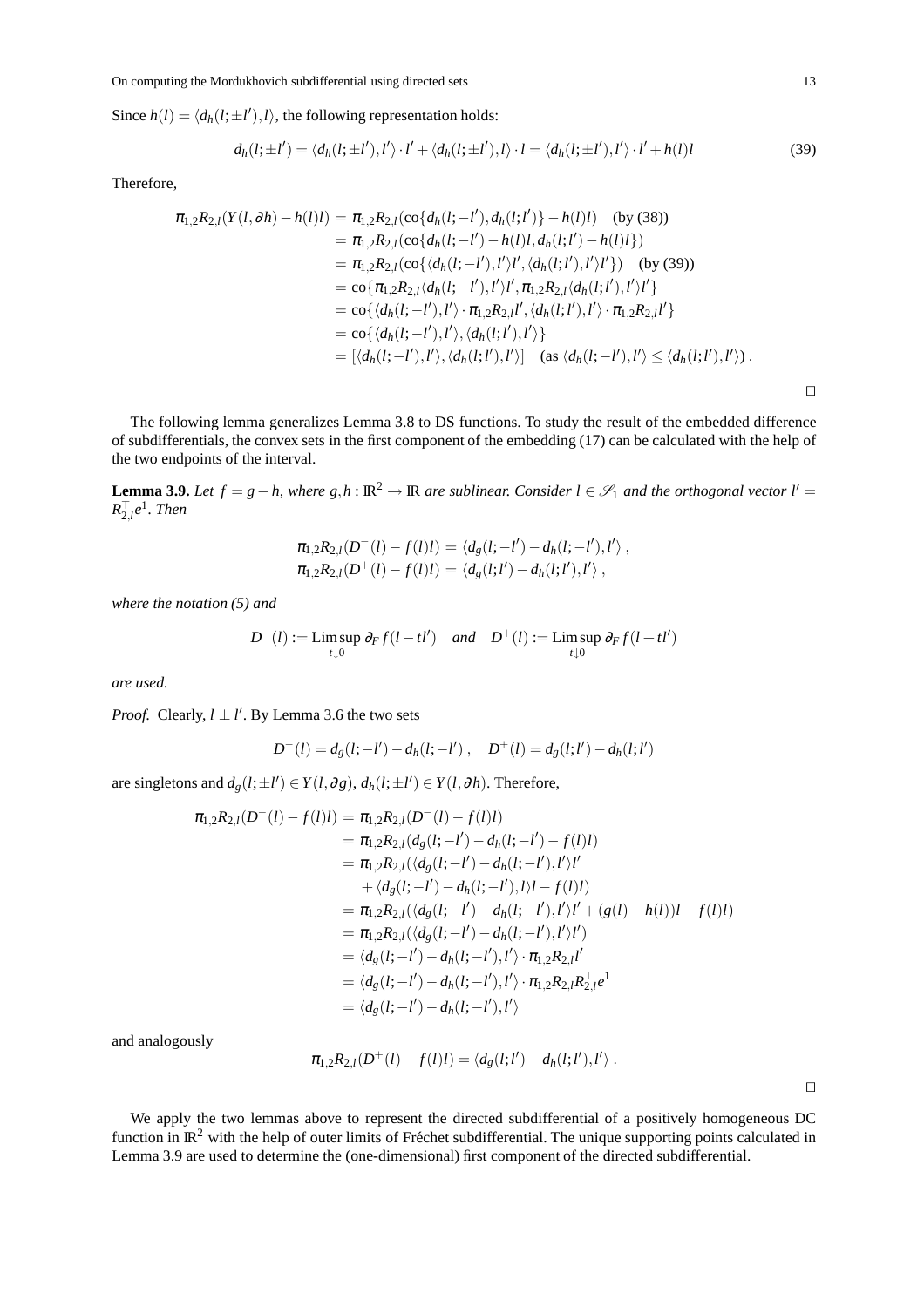Since $h(l) = \langle d_h(l;\pm l'), l\rangle$, the following representation holds:

$$d_h(l;\pm l') = \langle d_h(l;\pm l'), l'\rangle \cdot l' + \langle d_h(l;\pm l'), l\rangle \cdot l = \langle d_h(l;\pm l'), l'\rangle \cdot l' + h(l)l \tag{39}$$

Therefore,

$$\begin{aligned}
\pi_{1,2}R_{2,l}(Y(l,\partial h) - h(l)l) &= \pi_{1,2}R_{2,l}(\operatorname{co}\{d_h(l;-l'), d_h(l;l')\} - h(l)l) \quad \text{(by (38))} \\
&= \pi_{1,2}R_{2,l}(\operatorname{co}\{d_h(l;-l') - h(l)l, d_h(l;l') - h(l)l\}) \\
&= \pi_{1,2}R_{2,l}(\operatorname{co}\{\langle d_h(l;-l'), l'\rangle l', \langle d_h(l;l'), l'\rangle l'\}) \quad \text{(by (39))} \\
&= \operatorname{co}\{\pi_{1,2}R_{2,l}\langle d_h(l;-l'), l'\rangle l', \pi_{1,2}R_{2,l}\langle d_h(l;l'), l'\rangle l'\} \\
&= \operatorname{co}\{\langle d_h(l;-l'), l'\rangle \cdot \pi_{1,2}R_{2,l}l', \langle d_h(l;l'), l'\rangle \cdot \pi_{1,2}R_{2,l}l'\} \\
&= \operatorname{co}\{\langle d_h(l;-l'), l'\rangle, \langle d_h(l;l'), l'\rangle\} \\
&= [\langle d_h(l;-l'), l'\rangle, \langle d_h(l;l'), l'\rangle] \quad (\text{as } \langle d_h(l;-l'), l'\rangle \le \langle d_h(l;l'), l'\rangle)\,.
\end{aligned}$$

□

The following lemma generalizes Lemma 3.8 to DS functions. To study the result of the embedded difference of subdifferentials, the convex sets in the first component of the embedding (17) can be calculated with the help of the two endpoints of the interval.

**Lemma 3.9.** *Let $f = g - h$, where $g, h : \mathbb{R}^2 \to \mathbb{R}$ are sublinear. Consider $l \in \mathscr{S}_1$ and the orthogonal vector $l' = R_{2,l}^\top e^1$. Then*

$$\begin{aligned}
\pi_{1,2}R_{2,l}(D^-(l) - f(l)l) &= \langle d_g(l;-l') - d_h(l;-l'), l'\rangle\,, \\
\pi_{1,2}R_{2,l}(D^+(l) - f(l)l) &= \langle d_g(l;l') - d_h(l;l'), l'\rangle\,,
\end{aligned}$$

*where the notation (5) and*

$$D^-(l) := \operatorname*{Lim\,sup}_{t\downarrow 0} \partial_F f(l - tl') \quad \textit{and} \quad D^+(l) := \operatorname*{Lim\,sup}_{t\downarrow 0} \partial_F f(l + tl')$$

*are used.*

*Proof.* Clearly, $l \perp l'$. By Lemma 3.6 the two sets

$$D^-(l) = d_g(l;-l') - d_h(l;-l')\,, \quad D^+(l) = d_g(l;l') - d_h(l;l')$$

are singletons and $d_g(l;\pm l') \in Y(l,\partial g)$, $d_h(l;\pm l') \in Y(l,\partial h)$. Therefore,

$$\begin{aligned}
\pi_{1,2}R_{2,l}(D^-(l) - f(l)l) &= \pi_{1,2}R_{2,l}(D^-(l) - f(l)l) \\
&= \pi_{1,2}R_{2,l}(d_g(l;-l') - d_h(l;-l') - f(l)l) \\
&= \pi_{1,2}R_{2,l}(\langle d_g(l;-l') - d_h(l;-l'), l'\rangle l' \\
&\quad + \langle d_g(l;-l') - d_h(l;-l'), l\rangle l - f(l)l) \\
&= \pi_{1,2}R_{2,l}(\langle d_g(l;-l') - d_h(l;-l'), l'\rangle l' + (g(l) - h(l))l - f(l)l) \\
&= \pi_{1,2}R_{2,l}(\langle d_g(l;-l') - d_h(l;-l'), l'\rangle l') \\
&= \langle d_g(l;-l') - d_h(l;-l'), l'\rangle \cdot \pi_{1,2}R_{2,l}l' \\
&= \langle d_g(l;-l') - d_h(l;-l'), l'\rangle \cdot \pi_{1,2}R_{2,l}R_{2,l}^\top e^1 \\
&= \langle d_g(l;-l') - d_h(l;-l'), l'\rangle
\end{aligned}$$

and analogously

$$\pi_{1,2}R_{2,l}(D^+(l) - f(l)l) = \langle d_g(l;l') - d_h(l;l'), l'\rangle\,.$$

□

We apply the two lemmas above to represent the directed subdifferential of a positively homogeneous DC function in $\mathbb{R}^2$ with the help of outer limits of Fréchet subdifferential. The unique supporting points calculated in Lemma 3.9 are used to determine the (one-dimensional) first component of the directed subdifferential.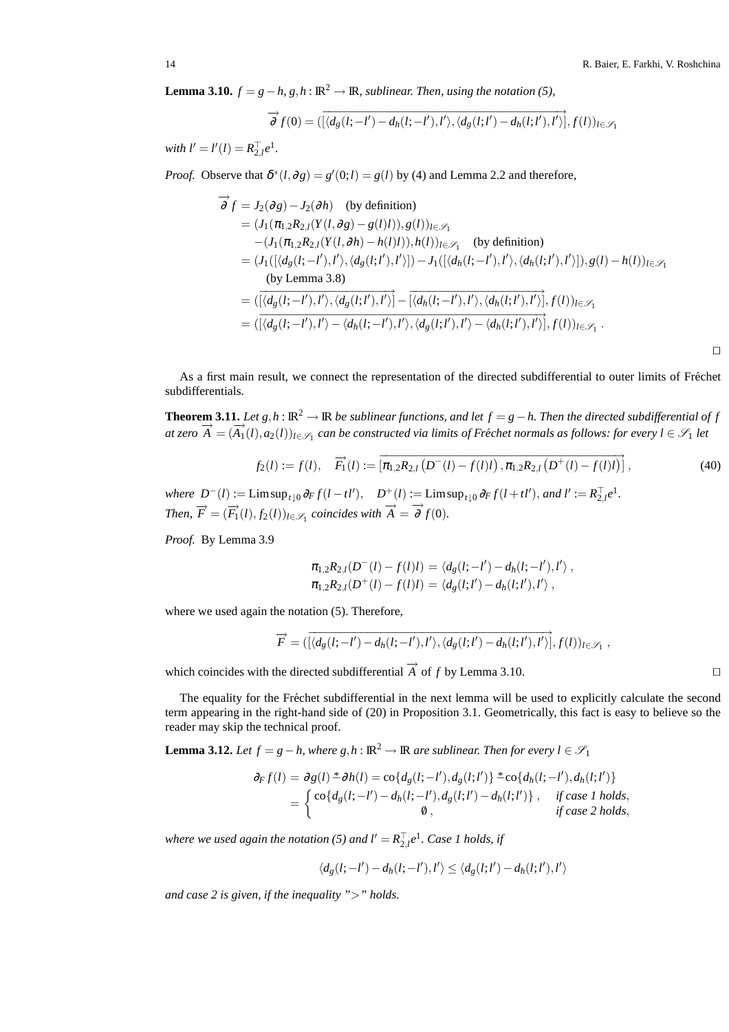**Lemma 3.10.** *$f = g - h$, $g, h : \mathbb{R}^2 \to \mathbb{R}$, sublinear. Then, using the notation (5),*

$$\overrightarrow{\partial} f(0) = (\overrightarrow{[\langle d_g(l;-l') - d_h(l;-l'), l' \rangle, \langle d_g(l;l') - d_h(l;l'), l' \rangle]}, f(l))_{l \in \mathscr{S}_1}$$

*with $l' = l'(l) = R_{2,l}^\top e^1$.*

*Proof.* Observe that $\delta^*(l, \partial g) = g'(0;l) = g(l)$ by (4) and Lemma 2.2 and therefore,

$$\begin{aligned}
\overrightarrow{\partial} f &= J_2(\partial g) - J_2(\partial h) \quad \text{(by definition)} \\
&= (J_1(\pi_{1,2} R_{2,l}(Y(l, \partial g) - g(l) l)), g(l))_{l \in \mathscr{S}_1} \\
&\quad - (J_1(\pi_{1,2} R_{2,l}(Y(l, \partial h) - h(l) l)), h(l))_{l \in \mathscr{S}_1} \quad \text{(by definition)} \\
&= (J_1([\langle d_g(l;-l'), l' \rangle, \langle d_g(l;l'), l' \rangle]) - J_1([\langle d_h(l;-l'), l' \rangle, \langle d_h(l;l'), l' \rangle]), g(l) - h(l))_{l \in \mathscr{S}_1} \\
&\quad \text{(by Lemma 3.8)} \\
&= (\overrightarrow{[\langle d_g(l;-l'), l' \rangle, \langle d_g(l;l'), l' \rangle]} - \overrightarrow{[\langle d_h(l;-l'), l' \rangle, \langle d_h(l;l'), l' \rangle]}, f(l))_{l \in \mathscr{S}_1} \\
&= (\overrightarrow{[\langle d_g(l;-l'), l' \rangle - \langle d_h(l;-l'), l' \rangle, \langle d_g(l;l'), l' \rangle - \langle d_h(l;l'), l' \rangle]}, f(l))_{l \in \mathscr{S}_1} .
\end{aligned}$$

$\square$

As a first main result, we connect the representation of the directed subdifferential to outer limits of Fréchet subdifferentials.

**Theorem 3.11.** *Let $g, h : \mathbb{R}^2 \to \mathbb{R}$ be sublinear functions, and let $f = g - h$. Then the directed subdifferential of $f$ at zero $\overrightarrow{A} = (\overrightarrow{A_1}(l), a_2(l))_{l \in \mathscr{S}_1}$ can be constructed via limits of Fréchet normals as follows: for every $l \in \mathscr{S}_1$ let*

$$f_2(l) := f(l), \quad \overrightarrow{F_1}(l) := \overrightarrow{[\pi_{1,2} R_{2,l} \left( D^-(l) - f(l) l \right), \pi_{1,2} R_{2,l} \left( D^+(l) - f(l) l \right)]}, \tag{40}$$

*where $D^-(l) := \operatorname{Lim\,sup}_{t \downarrow 0} \partial_F f(l - t l')$, $\quad D^+(l) := \operatorname{Lim\,sup}_{t \downarrow 0} \partial_F f(l + t l')$, and $l' := R_{2,l}^\top e^1$.*
*Then, $\overrightarrow{F} = (\overrightarrow{F_1}(l), f_2(l))_{l \in \mathscr{S}_1}$ coincides with $\overrightarrow{A} = \overrightarrow{\partial} f(0)$.*

*Proof.* By Lemma 3.9

$$\begin{aligned}
\pi_{1,2} R_{2,l}(D^-(l) - f(l) l) &= \langle d_g(l;-l') - d_h(l;-l'), l' \rangle , \\
\pi_{1,2} R_{2,l}(D^+(l) - f(l) l) &= \langle d_g(l;l') - d_h(l;l'), l' \rangle ,
\end{aligned}$$

where we used again the notation (5). Therefore,

$$\overrightarrow{F} = (\overrightarrow{[\langle d_g(l;-l') - d_h(l;-l'), l' \rangle, \langle d_g(l;l') - d_h(l;l'), l' \rangle]}, f(l))_{l \in \mathscr{S}_1} ,$$

which coincides with the directed subdifferential $\overrightarrow{A}$ of $f$ by Lemma 3.10. $\square$

The equality for the Fréchet subdifferential in the next lemma will be used to explicitly calculate the second term appearing in the right-hand side of (20) in Proposition 3.1. Geometrically, this fact is easy to believe so the reader may skip the technical proof.

**Lemma 3.12.** *Let $f = g - h$, where $g, h : \mathbb{R}^2 \to \mathbb{R}$ are sublinear. Then for every $l \in \mathscr{S}_1$*

$$\begin{aligned}
\partial_F f(l) &= \partial g(l) \overset{*}{-} \partial h(l) = \operatorname{co}\{d_g(l;-l'), d_g(l;l')\} \overset{*}{-} \operatorname{co}\{d_h(l;-l'), d_h(l;l')\} \\
&= \begin{cases} \operatorname{co}\{d_g(l;-l') - d_h(l;-l'), d_g(l;l') - d_h(l;l')\} , & \text{if case 1 holds,} \\ \emptyset , & \text{if case 2 holds,} \end{cases}
\end{aligned}$$

*where we used again the notation (5) and $l' = R_{2,l}^\top e^1$. Case 1 holds, if*

$$\langle d_g(l;-l') - d_h(l;-l'), l' \rangle \leq \langle d_g(l;l') - d_h(l;l'), l' \rangle$$

*and case 2 is given, if the inequality "$>$" holds.*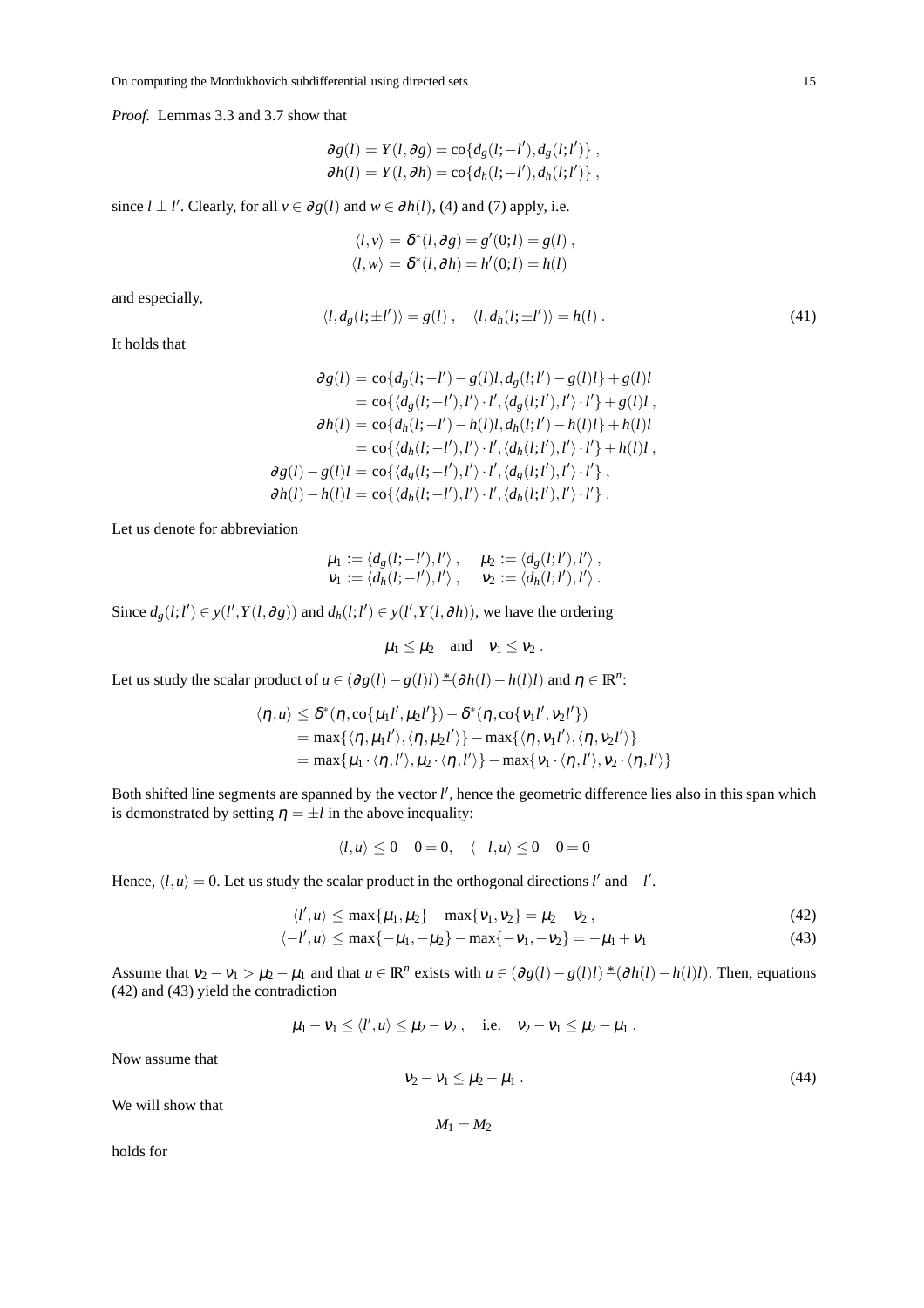*Proof.* Lemmas 3.3 and 3.7 show that

$$
\begin{aligned}
\partial g(l) &= Y(l, \partial g) = \operatorname{co}\{d_g(l;-l'), d_g(l;l')\} , \\
\partial h(l) &= Y(l, \partial h) = \operatorname{co}\{d_h(l;-l'), d_h(l;l')\} ,
\end{aligned}
$$

since $l \perp l'$. Clearly, for all $v \in \partial g(l)$ and $w \in \partial h(l)$, (4) and (7) apply, i.e.

$$
\begin{aligned}
\langle l, v\rangle &= \delta^*(l, \partial g) = g'(0;l) = g(l) , \\
\langle l, w\rangle &= \delta^*(l, \partial h) = h'(0;l) = h(l)
\end{aligned}
$$

and especially,

$$
\langle l, d_g(l;\pm l')\rangle = g(l) , \quad \langle l, d_h(l;\pm l')\rangle = h(l) . \tag{41}
$$

It holds that

$$
\begin{aligned}
\partial g(l) &= \operatorname{co}\{d_g(l;-l') - g(l)l, d_g(l;l') - g(l)l\} + g(l)l \\
&= \operatorname{co}\{\langle d_g(l;-l'), l'\rangle \cdot l', \langle d_g(l;l'), l'\rangle \cdot l'\} + g(l)l , \\
\partial h(l) &= \operatorname{co}\{d_h(l;-l') - h(l)l, d_h(l;l') - h(l)l\} + h(l)l \\
&= \operatorname{co}\{\langle d_h(l;-l'), l'\rangle \cdot l', \langle d_h(l;l'), l'\rangle \cdot l'\} + h(l)l , \\
\partial g(l) - g(l)l &= \operatorname{co}\{\langle d_g(l;-l'), l'\rangle \cdot l', \langle d_g(l;l'), l'\rangle \cdot l'\} , \\
\partial h(l) - h(l)l &= \operatorname{co}\{\langle d_h(l;-l'), l'\rangle \cdot l', \langle d_h(l;l'), l'\rangle \cdot l'\} .
\end{aligned}
$$

Let us denote for abbreviation

$$
\begin{aligned}
\mu_1 &:= \langle d_g(l;-l'), l'\rangle , \quad & \mu_2 &:= \langle d_g(l;l'), l'\rangle , \\
\nu_1 &:= \langle d_h(l;-l'), l'\rangle , \quad & \nu_2 &:= \langle d_h(l;l'), l'\rangle .
\end{aligned}
$$

Since $d_g(l;l') \in y(l', Y(l, \partial g))$ and $d_h(l;l') \in y(l', Y(l, \partial h))$, we have the ordering

$$
\mu_1 \le \mu_2 \quad \text{and} \quad \nu_1 \le \nu_2 .
$$

Let us study the scalar product of $u \in (\partial g(l) - g(l)l) \stackrel{*}{-} (\partial h(l) - h(l)l)$ and $\eta \in \mathbb{R}^n$:

$$
\begin{aligned}
\langle \eta, u\rangle &\le \delta^*(\eta, \operatorname{co}\{\mu_1 l', \mu_2 l'\}) - \delta^*(\eta, \operatorname{co}\{\nu_1 l', \nu_2 l'\}) \\
&= \max\{\langle \eta, \mu_1 l'\rangle, \langle \eta, \mu_2 l'\rangle\} - \max\{\langle \eta, \nu_1 l'\rangle, \langle \eta, \nu_2 l'\rangle\} \\
&= \max\{\mu_1 \cdot \langle \eta, l'\rangle, \mu_2 \cdot \langle \eta, l'\rangle\} - \max\{\nu_1 \cdot \langle \eta, l'\rangle, \nu_2 \cdot \langle \eta, l'\rangle\}
\end{aligned}
$$

Both shifted line segments are spanned by the vector $l'$, hence the geometric difference lies also in this span which is demonstrated by setting $\eta = \pm l$ in the above inequality:

$$
\langle l, u\rangle \le 0 - 0 = 0, \quad \langle -l, u\rangle \le 0 - 0 = 0
$$

Hence, $\langle l, u\rangle = 0$. Let us study the scalar product in the orthogonal directions $l'$ and $-l'$.

$$
\langle l', u\rangle \le \max\{\mu_1, \mu_2\} - \max\{\nu_1, \nu_2\} = \mu_2 - \nu_2 , \tag{42}
$$

$$
\langle -l', u\rangle \le \max\{-\mu_1, -\mu_2\} - \max\{-\nu_1, -\nu_2\} = -\mu_1 + \nu_1 \tag{43}
$$

Assume that $\nu_2 - \nu_1 > \mu_2 - \mu_1$ and that $u \in \mathbb{R}^n$ exists with $u \in (\partial g(l) - g(l)l) \stackrel{*}{-} (\partial h(l) - h(l)l)$. Then, equations (42) and (43) yield the contradiction

$$
\mu_1 - \nu_1 \le \langle l', u\rangle \le \mu_2 - \nu_2 , \quad \text{i.e.} \quad \nu_2 - \nu_1 \le \mu_2 - \mu_1 .
$$

Now assume that

$$
\nu_2 - \nu_1 \le \mu_2 - \mu_1 . \tag{44}
$$

We will show that

$$
M_1 = M_2
$$

holds for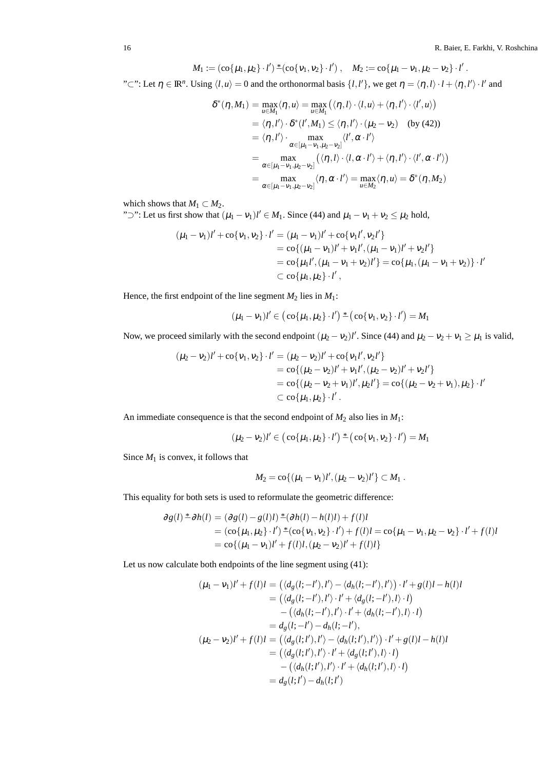$$M_1 := (\operatorname{co}\{\mu_1,\mu_2\}\cdot l') \stackrel{*}{-} (\operatorname{co}\{\nu_1,\nu_2\}\cdot l')\,, \quad M_2 := \operatorname{co}\{\mu_1-\nu_1,\mu_2-\nu_2\}\cdot l'\,.$$

"$\subset$": Let $\eta \in \mathbb{R}^n$. Using $\langle l,u\rangle = 0$ and the orthonormal basis $\{l,l'\}$, we get $\eta = \langle \eta, l\rangle \cdot l + \langle \eta, l'\rangle \cdot l'$ and

$$\begin{aligned}
\delta^*(\eta, M_1) &= \max_{u\in M_1}\langle \eta, u\rangle = \max_{u\in M_1}\big(\langle \eta, l\rangle\cdot\langle l,u\rangle + \langle \eta, l'\rangle\cdot\langle l',u\rangle\big)\\
&= \langle \eta, l'\rangle\cdot\delta^*(l',M_1) \le \langle \eta, l'\rangle\cdot(\mu_2-\nu_2) \quad \text{(by (42))}\\
&= \langle \eta, l'\rangle\cdot \max_{\alpha\in[\mu_1-\nu_1,\mu_2-\nu_2]}\langle l', \alpha\cdot l'\rangle\\
&= \max_{\alpha\in[\mu_1-\nu_1,\mu_2-\nu_2]}\big(\langle \eta, l\rangle\cdot\langle l,\alpha\cdot l'\rangle + \langle \eta, l'\rangle\cdot\langle l',\alpha\cdot l'\rangle\big)\\
&= \max_{\alpha\in[\mu_1-\nu_1,\mu_2-\nu_2]}\langle \eta, \alpha\cdot l'\rangle = \max_{u\in M_2}\langle \eta, u\rangle = \delta^*(\eta, M_2)
\end{aligned}$$

which shows that $M_1 \subset M_2$.

"$\supset$": Let us first show that $(\mu_1-\nu_1)l' \in M_1$. Since (44) and $\mu_1-\nu_1+\nu_2 \le \mu_2$ hold,

$$\begin{aligned}
(\mu_1-\nu_1)l' + \operatorname{co}\{\nu_1,\nu_2\}\cdot l' &= (\mu_1-\nu_1)l' + \operatorname{co}\{\nu_1 l', \nu_2 l'\}\\
&= \operatorname{co}\{(\mu_1-\nu_1)l' + \nu_1 l', (\mu_1-\nu_1)l' + \nu_2 l'\}\\
&= \operatorname{co}\{\mu_1 l', (\mu_1-\nu_1+\nu_2)l'\} = \operatorname{co}\{\mu_1, (\mu_1-\nu_1+\nu_2)\}\cdot l'\\
&\subset \operatorname{co}\{\mu_1,\mu_2\}\cdot l'\,,
\end{aligned}$$

Hence, the first endpoint of the line segment $M_2$ lies in $M_1$:

$$(\mu_1-\nu_1)l' \in \big(\operatorname{co}\{\mu_1,\mu_2\}\cdot l'\big) \stackrel{*}{-} \big(\operatorname{co}\{\nu_1,\nu_2\}\cdot l'\big) = M_1$$

Now, we proceed similarly with the second endpoint $(\mu_2-\nu_2)l'$. Since (44) and $\mu_2-\nu_2+\nu_1 \ge \mu_1$ is valid,

$$\begin{aligned}
(\mu_2-\nu_2)l' + \operatorname{co}\{\nu_1,\nu_2\}\cdot l' &= (\mu_2-\nu_2)l' + \operatorname{co}\{\nu_1 l', \nu_2 l'\}\\
&= \operatorname{co}\{(\mu_2-\nu_2)l' + \nu_1 l', (\mu_2-\nu_2)l' + \nu_2 l'\}\\
&= \operatorname{co}\{(\mu_2-\nu_2+\nu_1)l', \mu_2 l'\} = \operatorname{co}\{(\mu_2-\nu_2+\nu_1), \mu_2\}\cdot l'\\
&\subset \operatorname{co}\{\mu_1,\mu_2\}\cdot l'\,.
\end{aligned}$$

An immediate consequence is that the second endpoint of $M_2$ also lies in $M_1$:

$$(\mu_2-\nu_2)l' \in \big(\operatorname{co}\{\mu_1,\mu_2\}\cdot l'\big) \stackrel{*}{-} \big(\operatorname{co}\{\nu_1,\nu_2\}\cdot l'\big) = M_1$$

Since $M_1$ is convex, it follows that

$$M_2 = \operatorname{co}\{(\mu_1-\nu_1)l', (\mu_2-\nu_2)l'\} \subset M_1\,.$$

This equality for both sets is used to reformulate the geometric difference:

$$\begin{aligned}
\partial g(l) \stackrel{*}{-} \partial h(l) &= (\partial g(l) - g(l)l) \stackrel{*}{-} (\partial h(l) - h(l)l) + f(l)l\\
&= (\operatorname{co}\{\mu_1,\mu_2\}\cdot l') \stackrel{*}{-} (\operatorname{co}\{\nu_1,\nu_2\}\cdot l') + f(l)l = \operatorname{co}\{\mu_1-\nu_1,\mu_2-\nu_2\}\cdot l' + f(l)l\\
&= \operatorname{co}\{(\mu_1-\nu_1)l' + f(l)l, (\mu_2-\nu_2)l' + f(l)l\}
\end{aligned}$$

Let us now calculate both endpoints of the line segment using (41):

$$\begin{aligned}
(\mu_1-\nu_1)l' + f(l)l &= \big(\langle d_g(l;-l'),l'\rangle - \langle d_h(l;-l'),l'\rangle\big)\cdot l' + g(l)l - h(l)l\\
&= \big(\langle d_g(l;-l'),l'\rangle\cdot l' + \langle d_g(l;-l'),l\rangle\cdot l\big)\\
&\quad - \big(\langle d_h(l;-l'),l'\rangle\cdot l' + \langle d_h(l;-l'),l\rangle\cdot l\big)\\
&= d_g(l;-l') - d_h(l;-l'),\\
(\mu_2-\nu_2)l' + f(l)l &= \big(\langle d_g(l;l'),l'\rangle - \langle d_h(l;l'),l'\rangle\big)\cdot l' + g(l)l - h(l)l\\
&= \big(\langle d_g(l;l'),l'\rangle\cdot l' + \langle d_g(l;l'),l\rangle\cdot l\big)\\
&\quad - \big(\langle d_h(l;l'),l'\rangle\cdot l' + \langle d_h(l;l'),l\rangle\cdot l\big)\\
&= d_g(l;l') - d_h(l;l')
\end{aligned}$$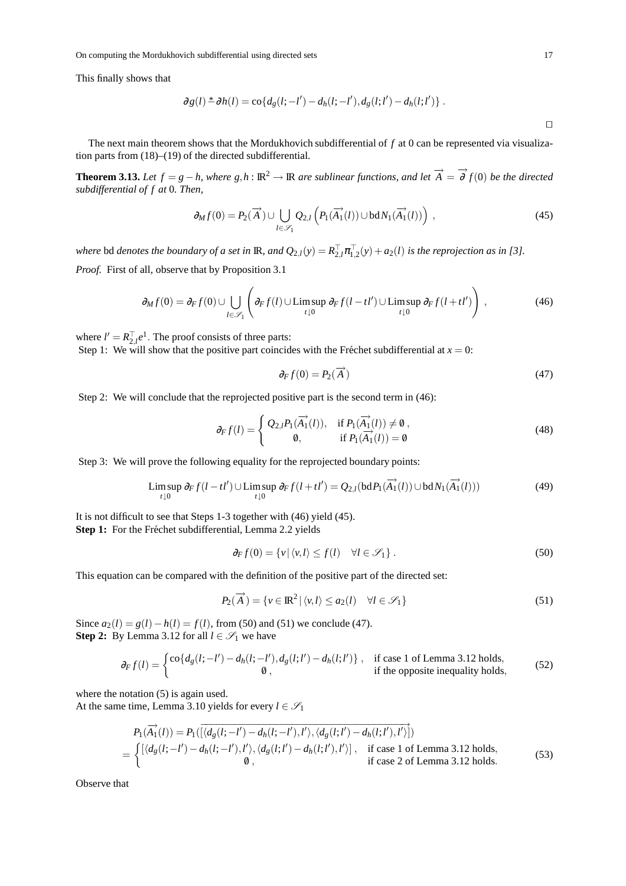This finally shows that

$$\partial g(l) \stackrel{*}{-} \partial h(l) = \operatorname{co}\{d_g(l;-l') - d_h(l;-l'), d_g(l;l') - d_h(l;l')\} .$$

□

The next main theorem shows that the Mordukhovich subdifferential of $f$ at 0 can be represented via visualization parts from (18)–(19) of the directed subdifferential.

**Theorem 3.13.** *Let $f = g - h$, where $g, h : \mathbb{R}^2 \to \mathbb{R}$ are sublinear functions, and let $\overrightarrow{A} = \overrightarrow{\partial} f(0)$ be the directed subdifferential of $f$ at 0. Then,*

$$\partial_M f(0) = P_2(\overrightarrow{A}) \cup \bigcup_{l \in \mathscr{S}_1} Q_{2,l}\left(P_1(\overrightarrow{A_1}(l)) \cup \operatorname{bd} N_1(\overrightarrow{A_1}(l))\right) , \tag{45}$$

*where* bd *denotes the boundary of a set in* $\mathbb{R}$*, and $Q_{2,l}(y) = R_{2,l}^\top \pi_{1,2}^\top(y) + a_2(l)$ is the reprojection as in [3].*

*Proof.* First of all, observe that by Proposition 3.1

$$\partial_M f(0) = \partial_F f(0) \cup \bigcup_{l \in \mathscr{S}_1} \left( \partial_F f(l) \cup \operatorname*{Lim\,sup}_{t \downarrow 0} \partial_F f(l - tl') \cup \operatorname*{Lim\,sup}_{t \downarrow 0} \partial_F f(l + tl') \right) , \tag{46}$$

where $l' = R_{2,l}^\top e^1$. The proof consists of three parts:
Step 1: We will show that the positive part coincides with the Fréchet subdifferential at $x = 0$:

$$\partial_F f(0) = P_2(\overrightarrow{A}) \tag{47}$$

Step 2: We will conclude that the reprojected positive part is the second term in (46):

$$\partial_F f(l) = \begin{cases} Q_{2,l} P_1(\overrightarrow{A_1}(l)), & \text{if } P_1(\overrightarrow{A_1}(l)) \neq \emptyset , \\ \emptyset, & \text{if } P_1(\overrightarrow{A_1}(l)) = \emptyset \end{cases} \tag{48}$$

Step 3: We will prove the following equality for the reprojected boundary points:

$$\operatorname*{Lim\,sup}_{t \downarrow 0} \partial_F f(l - tl') \cup \operatorname*{Lim\,sup}_{t \downarrow 0} \partial_F f(l + tl') = Q_{2,l}(\operatorname{bd} P_1(\overrightarrow{A_1}(l)) \cup \operatorname{bd} N_1(\overrightarrow{A_1}(l))) \tag{49}$$

It is not difficult to see that Steps 1-3 together with (46) yield (45).
**Step 1:** For the Fréchet subdifferential, Lemma 2.2 yields

$$\partial_F f(0) = \{ v \,|\, \langle v, l \rangle \leq f(l) \quad \forall l \in \mathscr{S}_1 \} . \tag{50}$$

This equation can be compared with the definition of the positive part of the directed set:

$$P_2(\overrightarrow{A}) = \{ v \in \mathbb{R}^2 \,|\, \langle v, l \rangle \leq a_2(l) \quad \forall l \in \mathscr{S}_1 \} \tag{51}$$

Since $a_2(l) = g(l) - h(l) = f(l)$, from (50) and (51) we conclude (47).
**Step 2:** By Lemma 3.12 for all $l \in \mathscr{S}_1$ we have

$$\partial_F f(l) = \begin{cases} \operatorname{co}\{d_g(l;-l') - d_h(l;-l'), d_g(l;l') - d_h(l;l')\} , & \text{if case 1 of Lemma 3.12 holds,} \\ \emptyset , & \text{if the opposite inequality holds,} \end{cases} \tag{52}$$

where the notation (5) is again used.
At the same time, Lemma 3.10 yields for every $l \in \mathscr{S}_1$

$$\begin{aligned} &P_1(\overrightarrow{A_1}(l)) = P_1(\overrightarrow{[\langle d_g(l;-l') - d_h(l;-l'), l' \rangle, \langle d_g(l;l') - d_h(l;l'), l' \rangle]}) \\ &= \begin{cases} [\langle d_g(l;-l') - d_h(l;-l'), l' \rangle, \langle d_g(l;l') - d_h(l;l'), l' \rangle] , & \text{if case 1 of Lemma 3.12 holds,} \\ \emptyset , & \text{if case 2 of Lemma 3.12 holds.} \end{cases} \end{aligned} \tag{53}$$

Observe that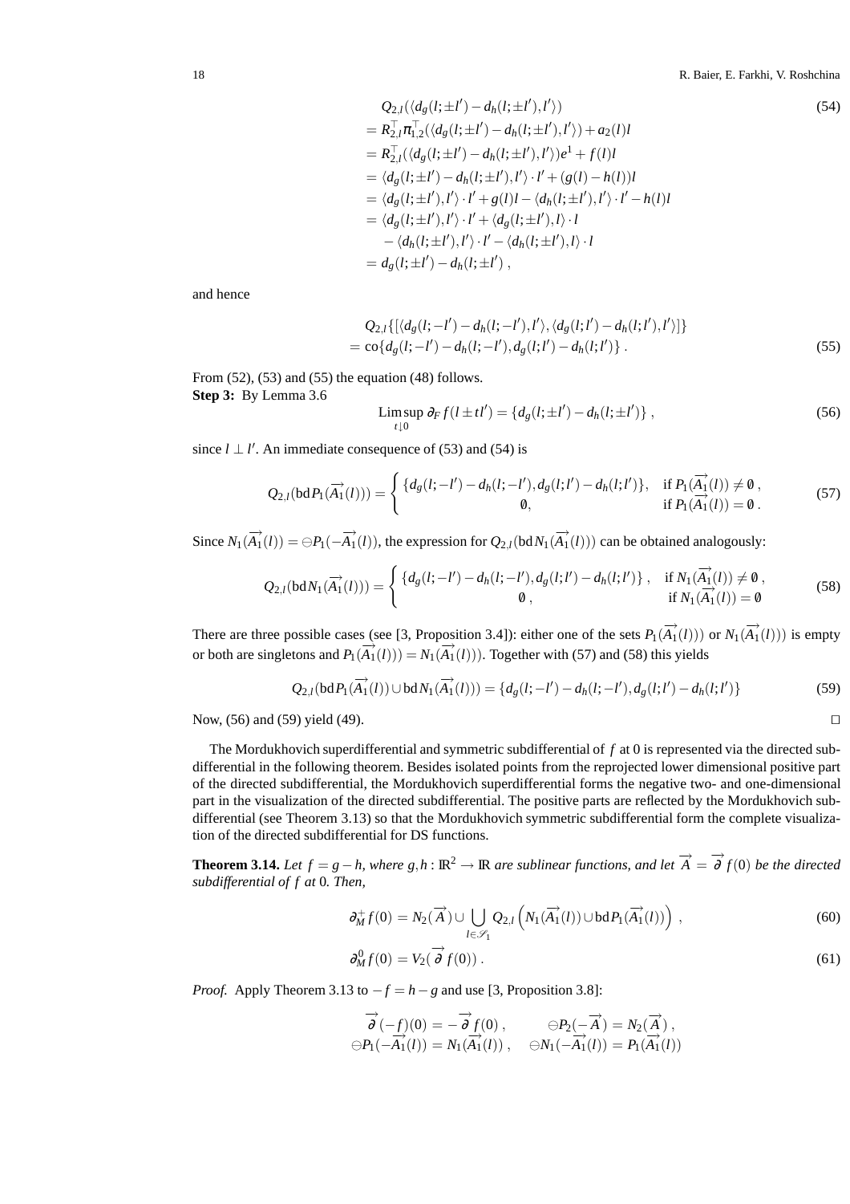$$
\begin{aligned}
& Q_{2,l}(\langle d_g(l;\pm l') - d_h(l;\pm l'), l'\rangle) \\
&= R_{2,l}^\top \pi_{1,2}^\top(\langle d_g(l;\pm l') - d_h(l;\pm l'), l'\rangle) + a_2(l) l \\
&= R_{2,l}^\top(\langle d_g(l;\pm l') - d_h(l;\pm l'), l'\rangle) e^1 + f(l) l \\
&= \langle d_g(l;\pm l') - d_h(l;\pm l'), l'\rangle \cdot l' + (g(l) - h(l)) l \\
&= \langle d_g(l;\pm l'), l'\rangle \cdot l' + g(l) l - \langle d_h(l;\pm l'), l'\rangle \cdot l' - h(l) l \\
&= \langle d_g(l;\pm l'), l'\rangle \cdot l' + \langle d_g(l;\pm l'), l\rangle \cdot l \\
&\quad - \langle d_h(l;\pm l'), l'\rangle \cdot l' - \langle d_h(l;\pm l'), l\rangle \cdot l \\
&= d_g(l;\pm l') - d_h(l;\pm l'),
\end{aligned}
\tag{54}
$$

and hence

$$
\begin{aligned}
& Q_{2,l}\{[\langle d_g(l;-l') - d_h(l;-l'), l'\rangle, \langle d_g(l;l') - d_h(l;l'), l'\rangle]\} \\
&= \operatorname{co}\{d_g(l;-l') - d_h(l;-l'), d_g(l;l') - d_h(l;l')\}.
\end{aligned}
\tag{55}
$$

From (52), (53) and (55) the equation (48) follows.

**Step 3:** By Lemma 3.6

$$
\operatorname*{Limsup}_{t \downarrow 0} \partial_F f(l \pm t l') = \{d_g(l;\pm l') - d_h(l;\pm l')\},
\tag{56}
$$

since $l \perp l'$. An immediate consequence of (53) and (54) is

$$
Q_{2,l}(\operatorname{bd} P_1(\overrightarrow{A_1}(l))) = \begin{cases} \{d_g(l;-l') - d_h(l;-l'), d_g(l;l') - d_h(l;l')\}, & \text{if } P_1(\overrightarrow{A_1}(l)) \neq \emptyset, \\ \emptyset, & \text{if } P_1(\overrightarrow{A_1}(l)) = \emptyset. \end{cases}
\tag{57}
$$

Since $N_1(\overrightarrow{A_1}(l)) = \ominus P_1(-\overrightarrow{A_1}(l))$, the expression for $Q_{2,l}(\operatorname{bd} N_1(\overrightarrow{A_1}(l)))$ can be obtained analogously:

$$
Q_{2,l}(\operatorname{bd} N_1(\overrightarrow{A_1}(l))) = \begin{cases} \{d_g(l;-l') - d_h(l;-l'), d_g(l;l') - d_h(l;l')\}, & \text{if } N_1(\overrightarrow{A_1}(l)) \neq \emptyset, \\ \emptyset, & \text{if } N_1(\overrightarrow{A_1}(l)) = \emptyset \end{cases}
\tag{58}
$$

There are three possible cases (see [3, Proposition 3.4]): either one of the sets $P_1(\overrightarrow{A_1}(l)))$ or $N_1(\overrightarrow{A_1}(l)))$ is empty or both are singletons and $P_1(\overrightarrow{A_1}(l))) = N_1(\overrightarrow{A_1}(l)))$. Together with (57) and (58) this yields

$$
Q_{2,l}(\operatorname{bd} P_1(\overrightarrow{A_1}(l)) \cup \operatorname{bd} N_1(\overrightarrow{A_1}(l))) = \{d_g(l;-l') - d_h(l;-l'), d_g(l;l') - d_h(l;l')\}
\tag{59}
$$

Now, (56) and (59) yield (49). $\square$

The Mordukhovich superdifferential and symmetric subdifferential of $f$ at 0 is represented via the directed subdifferential in the following theorem. Besides isolated points from the reprojected lower dimensional positive part of the directed subdifferential, the Mordukhovich superdifferential forms the negative two- and one-dimensional part in the visualization of the directed subdifferential. The positive parts are reflected by the Mordukhovich subdifferential (see Theorem 3.13) so that the Mordukhovich symmetric subdifferential form the complete visualization of the directed subdifferential for DS functions.

**Theorem 3.14.** *Let $f = g - h$, where $g, h : \mathbb{R}^2 \to \mathbb{R}$ are sublinear functions, and let $\overrightarrow{A} = \overrightarrow{\partial} f(0)$ be the directed subdifferential of $f$ at 0. Then,*

$$
\partial_M^+ f(0) = N_2(\overrightarrow{A}) \cup \bigcup_{l \in \mathscr{S}_1} Q_{2,l}\left(N_1(\overrightarrow{A_1}(l)) \cup \operatorname{bd} P_1(\overrightarrow{A_1}(l))\right),
\tag{60}
$$

$$
\partial_M^0 f(0) = V_2(\overrightarrow{\partial} f(0)).
\tag{61}
$$

*Proof.* Apply Theorem 3.13 to $-f = h - g$ and use [3, Proposition 3.8]:

$$
\begin{aligned}
\overrightarrow{\partial}(-f)(0) &= -\overrightarrow{\partial} f(0), & \ominus P_2(-\overrightarrow{A}) &= N_2(\overrightarrow{A}), \\
\ominus P_1(-\overrightarrow{A_1}(l)) &= N_1(\overrightarrow{A_1}(l)), & \ominus N_1(-\overrightarrow{A_1}(l)) &= P_1(\overrightarrow{A_1}(l))
\end{aligned}
$$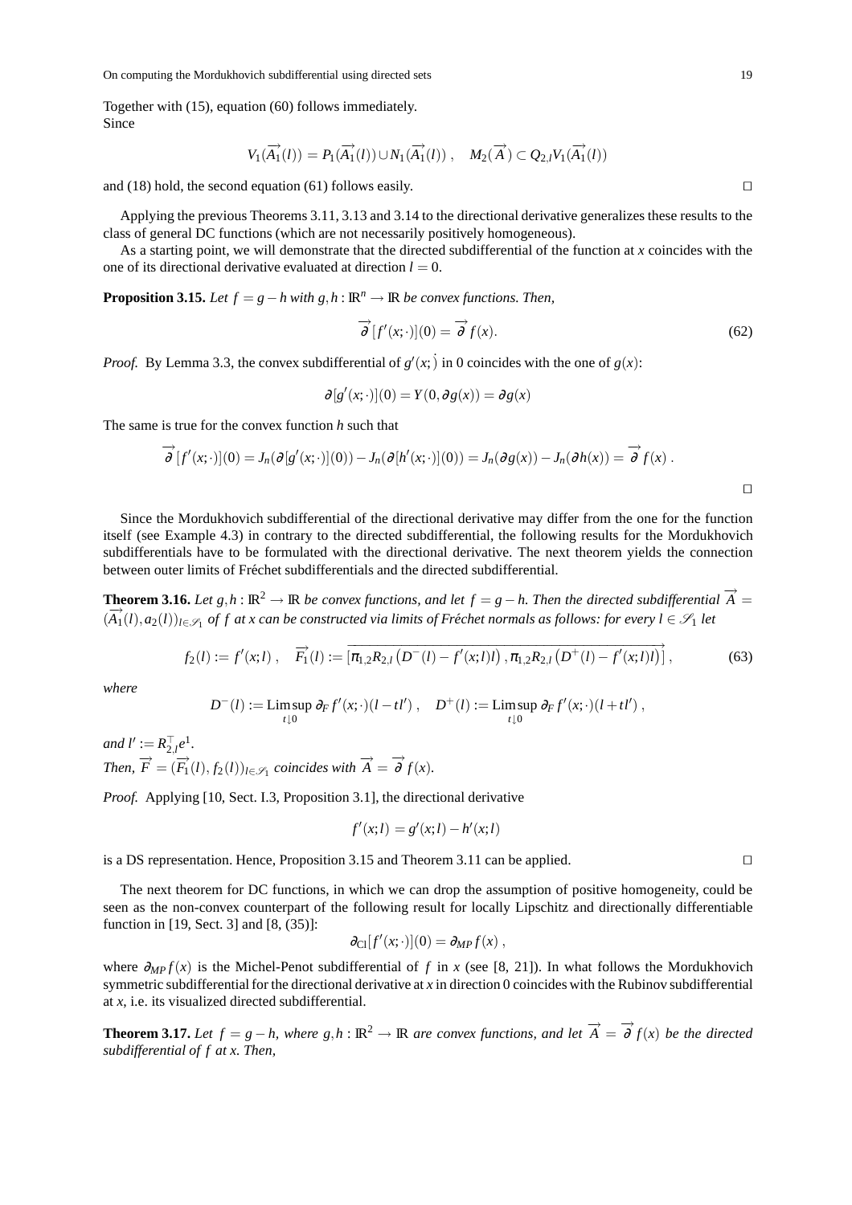Together with (15), equation (60) follows immediately.
Since

$$V_1(\overrightarrow{A_1}(l)) = P_1(\overrightarrow{A_1}(l)) \cup N_1(\overrightarrow{A_1}(l)) \,, \quad M_2(\overrightarrow{A}) \subset Q_{2,l} V_1(\overrightarrow{A_1}(l))$$

and (18) hold, the second equation (61) follows easily. □

Applying the previous Theorems 3.11, 3.13 and 3.14 to the directional derivative generalizes these results to the class of general DC functions (which are not necessarily positively homogeneous).

As a starting point, we will demonstrate that the directed subdifferential of the function at $x$ coincides with the one of its directional derivative evaluated at direction $l = 0$.

**Proposition 3.15.** *Let $f = g - h$ with $g, h : \mathbb{R}^n \to \mathbb{R}$ be convex functions. Then,*

$$\overrightarrow{\partial} [f'(x;\cdot)](0) = \overrightarrow{\partial} f(x). \tag{62}$$

*Proof.* By Lemma 3.3, the convex subdifferential of $g'(x;\dot{)}$ in 0 coincides with the one of $g(x)$:

$$\partial[g'(x;\cdot)](0) = Y(0, \partial g(x)) = \partial g(x)$$

The same is true for the convex function $h$ such that

$$\overrightarrow{\partial} [f'(x;\cdot)](0) = J_n(\partial[g'(x;\cdot)](0)) - J_n(\partial[h'(x;\cdot)](0)) = J_n(\partial g(x)) - J_n(\partial h(x)) = \overrightarrow{\partial} f(x) \,.$$

□

Since the Mordukhovich subdifferential of the directional derivative may differ from the one for the function itself (see Example 4.3) in contrary to the directed subdifferential, the following results for the Mordukhovich subdifferentials have to be formulated with the directional derivative. The next theorem yields the connection between outer limits of Fréchet subdifferentials and the directed subdifferential.

**Theorem 3.16.** *Let $g, h : \mathbb{R}^2 \to \mathbb{R}$ be convex functions, and let $f = g - h$. Then the directed subdifferential $\overrightarrow{A} = (\overrightarrow{A_1}(l), a_2(l))_{l \in \mathscr{S}_1}$ of $f$ at $x$ can be constructed via limits of Fréchet normals as follows: for every $l \in \mathscr{S}_1$ let*

$$f_2(l) := f'(x;l) \,, \quad \overrightarrow{F_1}(l) := \overrightarrow{[\pi_{1,2} R_{2,l} \left( D^-(l) - f'(x;l) l \right), \pi_{1,2} R_{2,l} \left( D^+(l) - f'(x;l) l \right)]} \,, \tag{63}$$

*where*

$$D^-(l) := \operatorname*{Lim\,sup}_{t \downarrow 0} \partial_F f'(x;\cdot)(l - tl') \,, \quad D^+(l) := \operatorname*{Lim\,sup}_{t \downarrow 0} \partial_F f'(x;\cdot)(l + tl') \,,$$

*and $l' := R_{2,l}^\top e^1$.*
*Then, $\overrightarrow{F} = (\overrightarrow{F_1}(l), f_2(l))_{l \in \mathscr{S}_1}$ coincides with $\overrightarrow{A} = \overrightarrow{\partial} f(x)$.*

*Proof.* Applying [10, Sect. I.3, Proposition 3.1], the directional derivative

$$f'(x;l) = g'(x;l) - h'(x;l)$$

is a DS representation. Hence, Proposition 3.15 and Theorem 3.11 can be applied. □

The next theorem for DC functions, in which we can drop the assumption of positive homogeneity, could be seen as the non-convex counterpart of the following result for locally Lipschitz and directionally differentiable function in [19, Sect. 3] and [8, (35)]:

$$\partial_{Cl}[f'(x;\cdot)](0) = \partial_{MP} f(x) \,,$$

where $\partial_{MP} f(x)$ is the Michel-Penot subdifferential of $f$ in $x$ (see [8, 21]). In what follows the Mordukhovich symmetric subdifferential for the directional derivative at $x$ in direction 0 coincides with the Rubinov subdifferential at $x$, i.e. its visualized directed subdifferential.

**Theorem 3.17.** *Let $f = g - h$, where $g, h : \mathbb{R}^2 \to \mathbb{R}$ are convex functions, and let $\overrightarrow{A} = \overrightarrow{\partial} f(x)$ be the directed subdifferential of $f$ at $x$. Then,*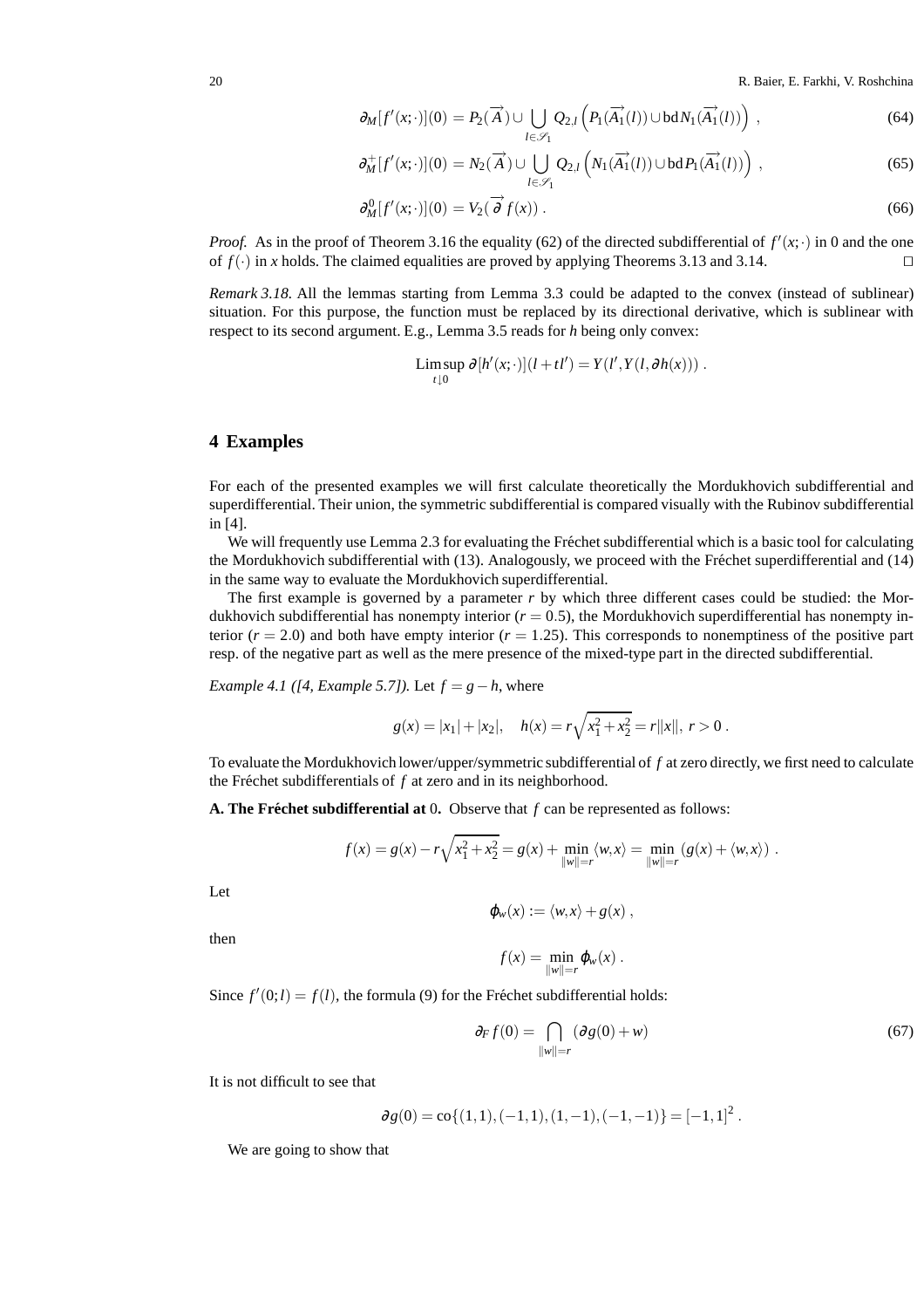$$\partial_M[f'(x;\cdot)](0) = P_2(\overrightarrow{A}) \cup \bigcup_{l\in\mathscr{S}_1} Q_{2,l}\left(P_1(\overrightarrow{A_1}(l)) \cup \operatorname{bd} N_1(\overrightarrow{A_1}(l))\right) , \tag{64}$$

$$\partial_M^+[f'(x;\cdot)](0) = N_2(\overrightarrow{A}) \cup \bigcup_{l\in\mathscr{S}_1} Q_{2,l}\left(N_1(\overrightarrow{A_1}(l)) \cup \operatorname{bd} P_1(\overrightarrow{A_1}(l))\right) , \tag{65}$$

$$\partial_M^0[f'(x;\cdot)](0) = V_2(\overrightarrow{\partial} f(x)) . \tag{66}$$

*Proof.* As in the proof of Theorem 3.16 the equality (62) of the directed subdifferential of $f'(x;\cdot)$ in 0 and the one of $f(\cdot)$ in $x$ holds. The claimed equalities are proved by applying Theorems 3.13 and 3.14. $\square$

*Remark 3.18.* All the lemmas starting from Lemma 3.3 could be adapted to the convex (instead of sublinear) situation. For this purpose, the function must be replaced by its directional derivative, which is sublinear with respect to its second argument. E.g., Lemma 3.5 reads for $h$ being only convex:

$$\operatorname*{Lim\,sup}_{t\downarrow 0} \partial[h'(x;\cdot)](l+tl') = Y(l', Y(l, \partial h(x))) .$$

## 4 Examples

For each of the presented examples we will first calculate theoretically the Mordukhovich subdifferential and superdifferential. Their union, the symmetric subdifferential is compared visually with the Rubinov subdifferential in [4].

We will frequently use Lemma 2.3 for evaluating the Fréchet subdifferential which is a basic tool for calculating the Mordukhovich subdifferential with (13). Analogously, we proceed with the Fréchet superdifferential and (14) in the same way to evaluate the Mordukhovich superdifferential.

The first example is governed by a parameter $r$ by which three different cases could be studied: the Mordukhovich subdifferential has nonempty interior ($r = 0.5$), the Mordukhovich superdifferential has nonempty interior ($r = 2.0$) and both have empty interior ($r = 1.25$). This corresponds to nonemptiness of the positive part resp. of the negative part as well as the mere presence of the mixed-type part in the directed subdifferential.

*Example 4.1 ([4, Example 5.7]).* Let $f = g - h$, where

$$g(x) = |x_1| + |x_2|, \quad h(x) = r\sqrt{x_1^2 + x_2^2} = r\|x\|, \; r > 0 .$$

To evaluate the Mordukhovich lower/upper/symmetric subdifferential of $f$ at zero directly, we first need to calculate the Fréchet subdifferentials of $f$ at zero and in its neighborhood.

**A. The Fréchet subdifferential at** $0$**.** Observe that $f$ can be represented as follows:

$$f(x) = g(x) - r\sqrt{x_1^2 + x_2^2} = g(x) + \min_{\|w\|=r} \langle w, x\rangle = \min_{\|w\|=r} (g(x) + \langle w, x\rangle) .$$

Let

$$\varphi_w(x) := \langle w, x\rangle + g(x) ,$$

then

$$f(x) = \min_{\|w\|=r} \varphi_w(x) .$$

Since $f'(0;l) = f(l)$, the formula (9) for the Fréchet subdifferential holds:

$$\partial_F f(0) = \bigcap_{\|w\|=r} (\partial g(0) + w) \tag{67}$$

It is not difficult to see that

$$\partial g(0) = \operatorname{co}\{(1,1), (-1,1), (1,-1), (-1,-1)\} = [-1,1]^2 .$$

We are going to show that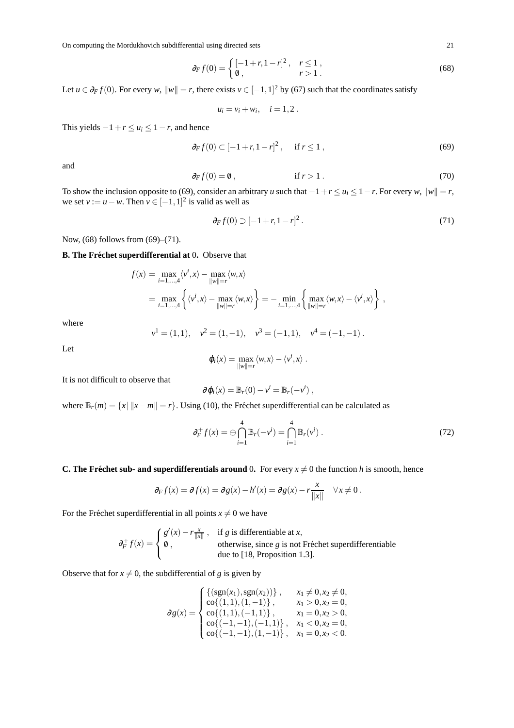$$\partial_F f(0) = \begin{cases} [-1+r, 1-r]^2\,, & r \leq 1\,, \\ \emptyset\,, & r > 1\,. \end{cases} \tag{68}$$

Let $u \in \partial_F f(0)$. For every $w$, $\|w\| = r$, there exists $v \in [-1,1]^2$ by (67) such that the coordinates satisfy

$$u_i = v_i + w_i, \quad i = 1,2\,.$$

This yields $-1+r \leq u_i \leq 1-r$, and hence

$$\partial_F f(0) \subset [-1+r, 1-r]^2\,, \quad \text{if } r \leq 1\,, \tag{69}$$

and

$$\partial_F f(0) = \emptyset\,, \qquad \text{if } r > 1\,. \tag{70}$$

To show the inclusion opposite to (69), consider an arbitrary $u$ such that $-1+r \leq u_i \leq 1-r$. For every $w$, $\|w\| = r$, we set $v := u - w$. Then $v \in [-1,1]^2$ is valid as well as

$$\partial_F f(0) \supset [-1+r, 1-r]^2\,. \tag{71}$$

Now, (68) follows from (69)–(71).

**B. The Fréchet superdifferential at** $0$. Observe that

$$\begin{aligned} f(x) &= \max_{i=1,\dots,4} \langle v^i, x\rangle - \max_{\|w\|=r} \langle w, x\rangle \\ &= \max_{i=1,\dots,4} \left\{ \langle v^i, x\rangle - \max_{\|w\|=r} \langle w, x\rangle \right\} = -\min_{i=1,\dots,4} \left\{ \max_{\|w\|=r} \langle w, x\rangle - \langle v^i, x\rangle \right\}\,, \end{aligned}$$

where

$$v^1 = (1,1), \quad v^2 = (1,-1), \quad v^3 = (-1,1), \quad v^4 = (-1,-1)\,.$$

Let

$$\varphi_i(x) = \max_{\|w\|=r} \langle w, x\rangle - \langle v^i, x\rangle\,.$$

It is not difficult to observe that

$$\partial \varphi_i(x) = \mathbb{B}_r(0) - v^i = \mathbb{B}_r(-v^i)\,,$$

where $\mathbb{B}_r(m) = \{x \,|\, \|x - m\| = r\}$. Using (10), the Fréchet superdifferential can be calculated as

$$\partial_F^+ f(x) = \ominus \bigcap_{i=1}^{4} \mathbb{B}_r(-v^i) = \bigcap_{i=1}^{4} \mathbb{B}_r(v^i)\,. \tag{72}$$

**C. The Fréchet sub- and superdifferentials around** $0$. For every $x \neq 0$ the function $h$ is smooth, hence

$$\partial_F f(x) = \partial f(x) = \partial g(x) - h'(x) = \partial g(x) - r\frac{x}{\|x\|} \quad \forall x \neq 0\,.$$

For the Fréchet superdifferential in all points $x \neq 0$ we have

$$\partial_F^+ f(x) = \begin{cases} g'(x) - r\frac{x}{\|x\|}\,, & \text{if } g \text{ is differentiable at } x, \\ \emptyset\,, & \text{otherwise, since } g \text{ is not Fréchet superdifferentiable} \\ & \text{due to [18, Proposition 1.3].} \end{cases}$$

Observe that for $x \neq 0$, the subdifferential of $g$ is given by

$$\partial g(x) = \begin{cases} \{(\operatorname{sgn}(x_1), \operatorname{sgn}(x_2))\}\,, & x_1 \neq 0, x_2 \neq 0, \\ \operatorname{co}\{(1,1),(1,-1)\}\,, & x_1 > 0, x_2 = 0, \\ \operatorname{co}\{(1,1),(-1,1)\}\,, & x_1 = 0, x_2 > 0, \\ \operatorname{co}\{(-1,-1),(-1,1)\}\,, & x_1 < 0, x_2 = 0, \\ \operatorname{co}\{(-1,-1),(1,-1)\}\,, & x_1 = 0, x_2 < 0. \end{cases}$$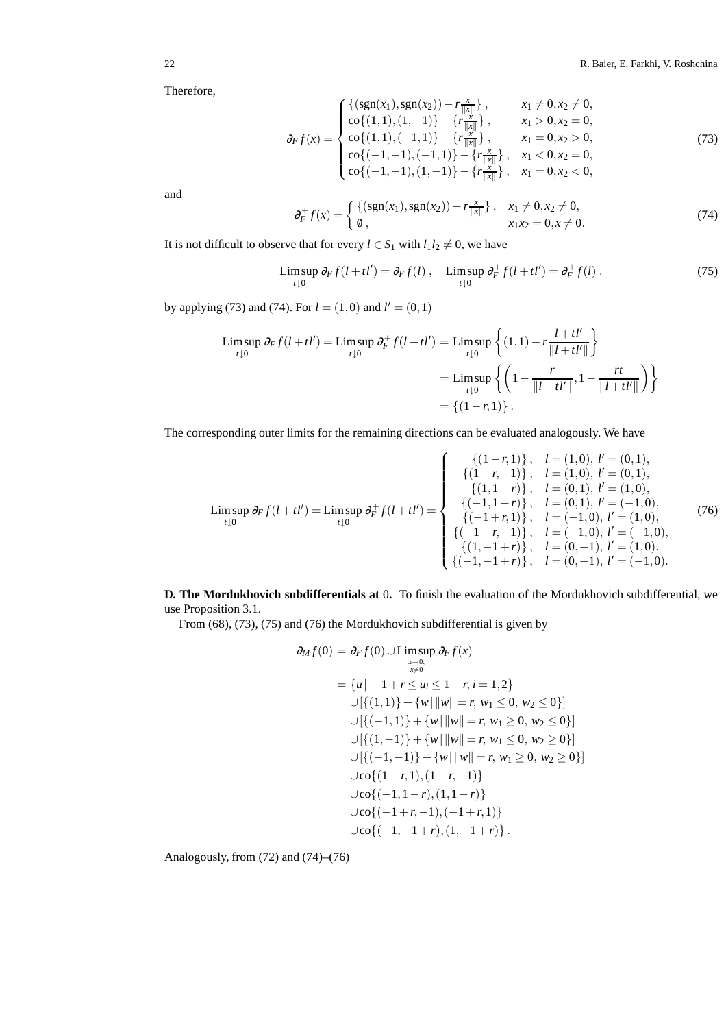Therefore,

$$\partial_F f(x) = \begin{cases} \{(\operatorname{sgn}(x_1), \operatorname{sgn}(x_2)) - r\frac{x}{\|x\|}\}, & x_1 \neq 0, x_2 \neq 0, \\ \operatorname{co}\{(1,1),(1,-1)\} - \{r\frac{x}{\|x\|}\}, & x_1 > 0, x_2 = 0, \\ \operatorname{co}\{(1,1),(-1,1)\} - \{r\frac{x}{\|x\|}\}, & x_1 = 0, x_2 > 0, \\ \operatorname{co}\{(-1,-1),(-1,1)\} - \{r\frac{x}{\|x\|}\}, & x_1 < 0, x_2 = 0, \\ \operatorname{co}\{(-1,-1),(1,-1)\} - \{r\frac{x}{\|x\|}\}, & x_1 = 0, x_2 < 0, \end{cases} \tag{73}$$

and

$$\partial_F^+ f(x) = \begin{cases} \{(\operatorname{sgn}(x_1), \operatorname{sgn}(x_2)) - r\frac{x}{\|x\|}\}, & x_1 \neq 0, x_2 \neq 0, \\ \emptyset, & x_1 x_2 = 0, x \neq 0. \end{cases} \tag{74}$$

It is not difficult to observe that for every $l \in S_1$ with $l_1 l_2 \neq 0$, we have

$$\operatorname*{Lim\,sup}_{t \downarrow 0} \partial_F f(l + tl') = \partial_F f(l), \quad \operatorname*{Lim\,sup}_{t \downarrow 0} \partial_F^+ f(l + tl') = \partial_F^+ f(l). \tag{75}$$

by applying (73) and (74). For $l = (1,0)$ and $l' = (0,1)$

$$\begin{aligned} \operatorname*{Lim\,sup}_{t \downarrow 0} \partial_F f(l + tl') = \operatorname*{Lim\,sup}_{t \downarrow 0} \partial_F^+ f(l + tl') &= \operatorname*{Lim\,sup}_{t \downarrow 0} \left\{ (1,1) - r\frac{l + tl'}{\|l + tl'\|} \right\} \\ &= \operatorname*{Lim\,sup}_{t \downarrow 0} \left\{ \left( 1 - \frac{r}{\|l + tl'\|}, 1 - \frac{rt}{\|l + tl'\|} \right) \right\} \\ &= \{(1-r, 1)\}. \end{aligned}$$

The corresponding outer limits for the remaining directions can be evaluated analogously. We have

$$\operatorname*{Lim\,sup}_{t \downarrow 0} \partial_F f(l + tl') = \operatorname*{Lim\,sup}_{t \downarrow 0} \partial_F^+ f(l + tl') = \begin{cases} \{(1-r, 1)\}, & l = (1,0),\ l' = (0,1), \\ \{(1-r, -1)\}, & l = (1,0),\ l' = (0,1), \\ \{(1, 1-r)\}, & l = (0,1),\ l' = (1,0), \\ \{(-1, 1-r)\}, & l = (0,1),\ l' = (-1,0), \\ \{(-1+r, 1)\}, & l = (-1,0),\ l' = (1,0), \\ \{(-1+r, -1)\}, & l = (-1,0),\ l' = (-1,0), \\ \{(1, -1+r)\}, & l = (0,-1),\ l' = (1,0), \\ \{(-1, -1+r)\}, & l = (0,-1),\ l' = (-1,0). \end{cases} \tag{76}$$

**D. The Mordukhovich subdifferentials at** $0$**.** To finish the evaluation of the Mordukhovich subdifferential, we use Proposition 3.1.

From (68), (73), (75) and (76) the Mordukhovich subdifferential is given by

$$\begin{aligned} \partial_M f(0) &= \partial_F f(0) \cup \operatorname*{Lim\,sup}_{\substack{x \to 0, \\ x \neq 0}} \partial_F f(x) \\ &= \{u \mid -1 + r \leq u_i \leq 1 - r, i = 1,2\} \\ &\quad \cup [\{(1,1)\} + \{w \mid \|w\| = r,\ w_1 \leq 0,\ w_2 \leq 0\}] \\ &\quad \cup [\{(-1,1)\} + \{w \mid \|w\| = r,\ w_1 \geq 0,\ w_2 \leq 0\}] \\ &\quad \cup [\{(1,-1)\} + \{w \mid \|w\| = r,\ w_1 \leq 0,\ w_2 \geq 0\}] \\ &\quad \cup [\{(-1,-1)\} + \{w \mid \|w\| = r,\ w_1 \geq 0,\ w_2 \geq 0\}] \\ &\quad \cup \operatorname{co}\{(1-r,1),(1-r,-1)\} \\ &\quad \cup \operatorname{co}\{(-1,1-r),(1,1-r)\} \\ &\quad \cup \operatorname{co}\{(-1+r,-1),(-1+r,1)\} \\ &\quad \cup \operatorname{co}\{(-1,-1+r),(1,-1+r)\}. \end{aligned}$$

Analogously, from (72) and (74)–(76)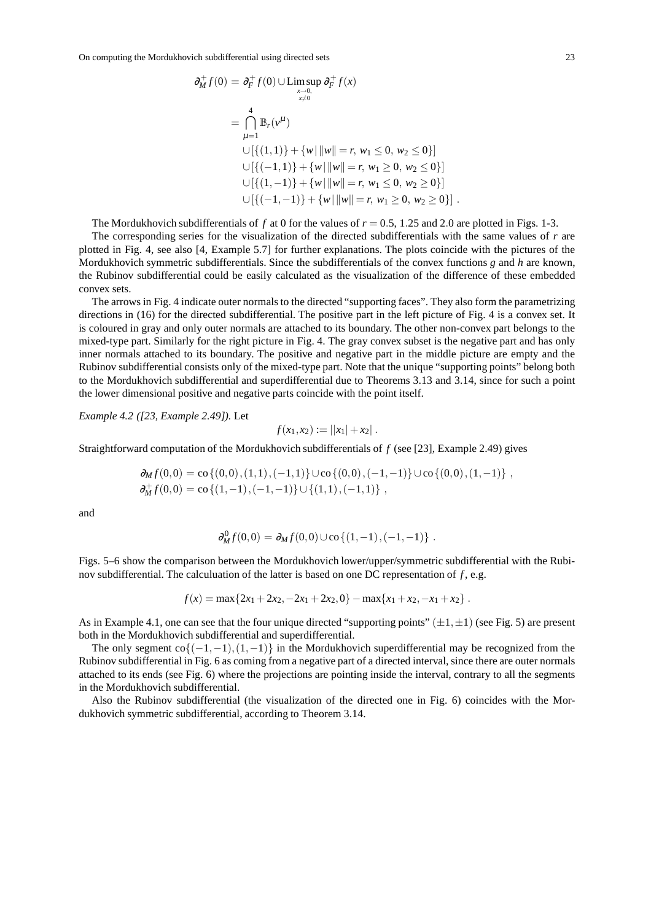$$
\begin{aligned}
\partial_M^+ f(0) &= \partial_F^+ f(0) \cup \operatorname*{Lim\,sup}_{\substack{x\to 0,\\ x\neq 0}} \partial_F^+ f(x) \\
&= \bigcap_{\mu=1}^{4} \mathbb{B}_r(v^\mu) \\
&\quad \cup [\{(1,1)\} + \{w \,|\, \|w\| = r,\ w_1 \le 0,\ w_2 \le 0\}] \\
&\quad \cup [\{(-1,1)\} + \{w \,|\, \|w\| = r,\ w_1 \ge 0,\ w_2 \le 0\}] \\
&\quad \cup [\{(1,-1)\} + \{w \,|\, \|w\| = r,\ w_1 \le 0,\ w_2 \ge 0\}] \\
&\quad \cup [\{(-1,-1)\} + \{w \,|\, \|w\| = r,\ w_1 \ge 0,\ w_2 \ge 0\}] \,.
\end{aligned}
$$

The Mordukhovich subdifferentials of $f$ at 0 for the values of $r = 0.5$, $1.25$ and $2.0$ are plotted in Figs. 1-3.

The corresponding series for the visualization of the directed subdifferentials with the same values of $r$ are plotted in Fig. 4, see also [4, Example 5.7] for further explanations. The plots coincide with the pictures of the Mordukhovich symmetric subdifferentials. Since the subdifferentials of the convex functions $g$ and $h$ are known, the Rubinov subdifferential could be easily calculated as the visualization of the difference of these embedded convex sets.

The arrows in Fig. 4 indicate outer normals to the directed "supporting faces". They also form the parametrizing directions in (16) for the directed subdifferential. The positive part in the left picture of Fig. 4 is a convex set. It is coloured in gray and only outer normals are attached to its boundary. The other non-convex part belongs to the mixed-type part. Similarly for the right picture in Fig. 4. The gray convex subset is the negative part and has only inner normals attached to its boundary. The positive and negative part in the middle picture are empty and the Rubinov subdifferential consists only of the mixed-type part. Note that the unique "supporting points" belong both to the Mordukhovich subdifferential and superdifferential due to Theorems 3.13 and 3.14, since for such a point the lower dimensional positive and negative parts coincide with the point itself.

*Example 4.2 ([23, Example 2.49]).* Let

$$
f(x_1,x_2) := ||x_1| + x_2| \,.
$$

Straightforward computation of the Mordukhovich subdifferentials of $f$ (see [23], Example 2.49) gives

$$
\begin{aligned}
\partial_M f(0,0) &= \operatorname{co}\{(0,0),(1,1),(-1,1)\} \cup \operatorname{co}\{(0,0),(-1,-1)\} \cup \operatorname{co}\{(0,0),(1,-1)\} \,, \\
\partial_M^+ f(0,0) &= \operatorname{co}\{(1,-1),(-1,-1)\} \cup \{(1,1),(-1,1)\} \,,
\end{aligned}
$$

and

$$
\partial_M^0 f(0,0) = \partial_M f(0,0) \cup \operatorname{co}\{(1,-1),(-1,-1)\} \,.
$$

Figs. 5–6 show the comparison between the Mordukhovich lower/upper/symmetric subdifferential with the Rubinov subdifferential. The calculuation of the latter is based on one DC representation of $f$, e.g.

$$
f(x) = \max\{2x_1 + 2x_2, -2x_1 + 2x_2, 0\} - \max\{x_1 + x_2, -x_1 + x_2\} \,.
$$

As in Example 4.1, one can see that the four unique directed "supporting points" $(\pm 1, \pm 1)$ (see Fig. 5) are present both in the Mordukhovich subdifferential and superdifferential.

The only segment $\operatorname{co}\{(-1,-1),(1,-1)\}$ in the Mordukhovich superdifferential may be recognized from the Rubinov subdifferential in Fig. 6 as coming from a negative part of a directed interval, since there are outer normals attached to its ends (see Fig. 6) where the projections are pointing inside the interval, contrary to all the segments in the Mordukhovich subdifferential.

Also the Rubinov subdifferential (the visualization of the directed one in Fig. 6) coincides with the Mordukhovich symmetric subdifferential, according to Theorem 3.14.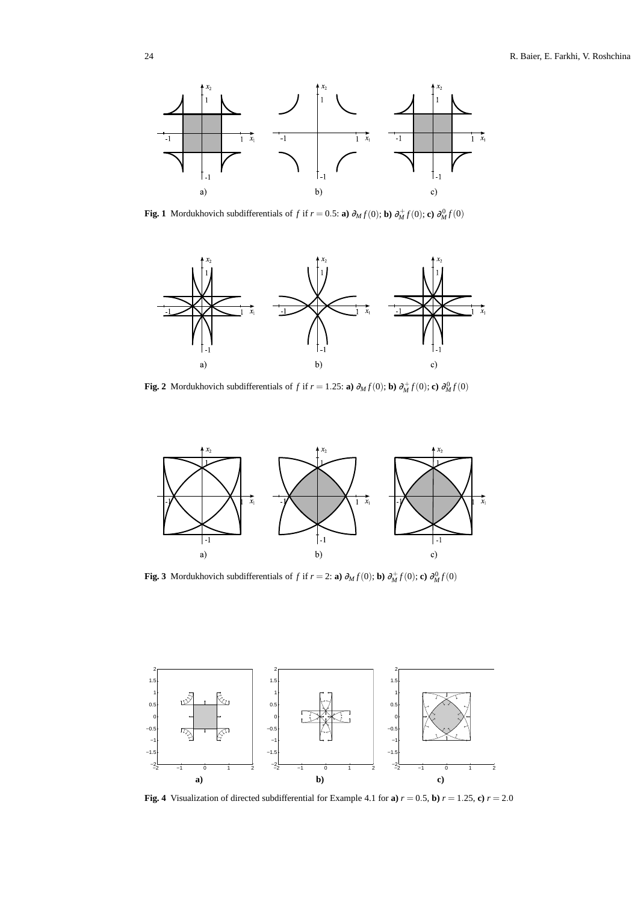**Fig. 1** Mordukhovich subdifferentials of $f$ if $r = 0.5$: **a)** $\partial_M f(0)$; **b)** $\partial_M^+ f(0)$; **c)** $\partial_M^0 f(0)$

**Fig. 2** Mordukhovich subdifferentials of $f$ if $r = 1.25$: **a)** $\partial_M f(0)$; **b)** $\partial_M^+ f(0)$; **c)** $\partial_M^0 f(0)$

**Fig. 3** Mordukhovich subdifferentials of $f$ if $r = 2$: **a)** $\partial_M f(0)$; **b)** $\partial_M^+ f(0)$; **c)** $\partial_M^0 f(0)$

**Fig. 4** Visualization of directed subdifferential for Example 4.1 for **a)** $r = 0.5$, **b)** $r = 1.25$, **c)** $r = 2.0$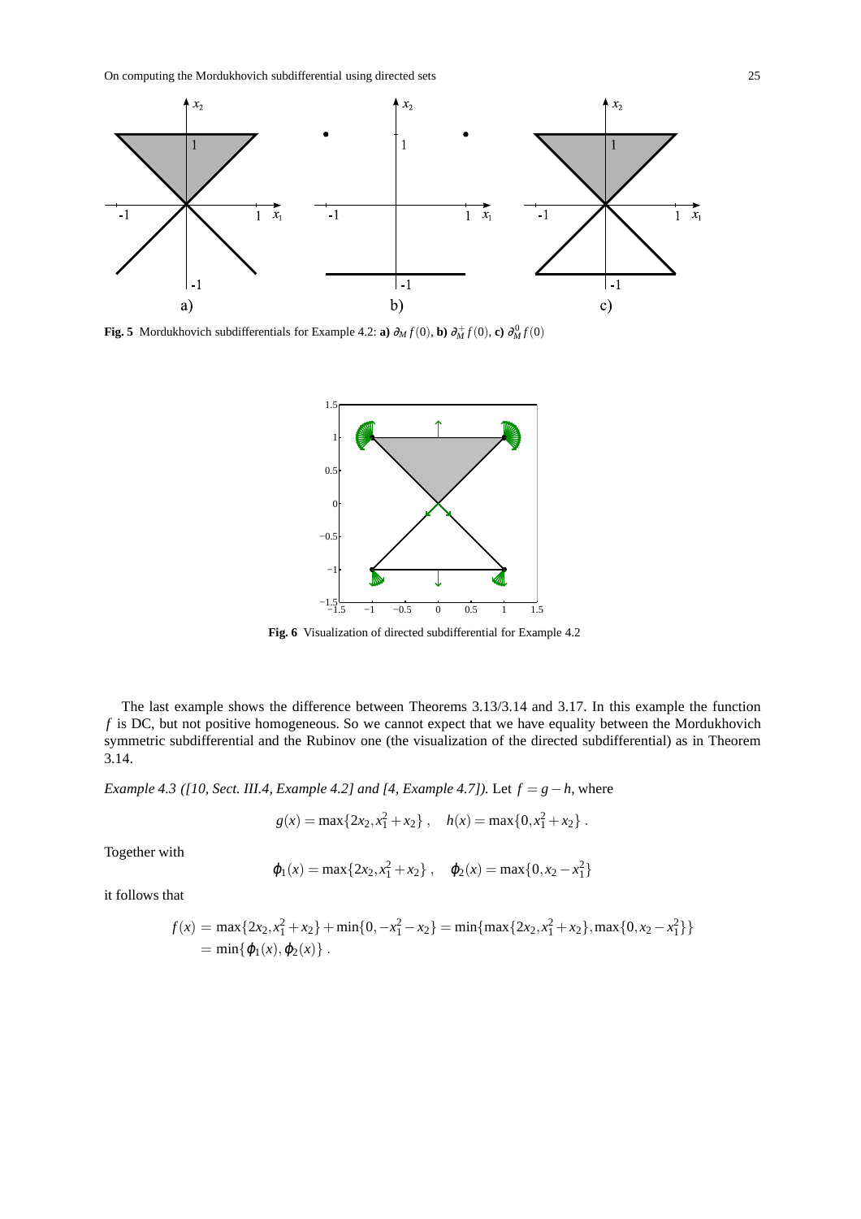**Fig. 5** Mordukhovich subdifferentials for Example 4.2: **a)** $\partial_M f(0)$, **b)** $\partial_M^+ f(0)$, **c)** $\partial_M^0 f(0)$

**Fig. 6** Visualization of directed subdifferential for Example 4.2

The last example shows the difference between Theorems 3.13/3.14 and 3.17. In this example the function $f$ is DC, but not positive homogeneous. So we cannot expect that we have equality between the Mordukhovich symmetric subdifferential and the Rubinov one (the visualization of the directed subdifferential) as in Theorem 3.14.

*Example 4.3 ([10, Sect. III.4, Example 4.2] and [4, Example 4.7]).* Let $f = g - h$, where

$$g(x) = \max\{2x_2, x_1^2 + x_2\}\,, \quad h(x) = \max\{0, x_1^2 + x_2\}\,.$$

Together with

$$\varphi_1(x) = \max\{2x_2, x_1^2 + x_2\}\,, \quad \varphi_2(x) = \max\{0, x_2 - x_1^2\}$$

it follows that

$$\begin{aligned} f(x) &= \max\{2x_2, x_1^2 + x_2\} + \min\{0, -x_1^2 - x_2\} = \min\{\max\{2x_2, x_1^2 + x_2\}, \max\{0, x_2 - x_1^2\}\} \\ &= \min\{\varphi_1(x), \varphi_2(x)\}\,. \end{aligned}$$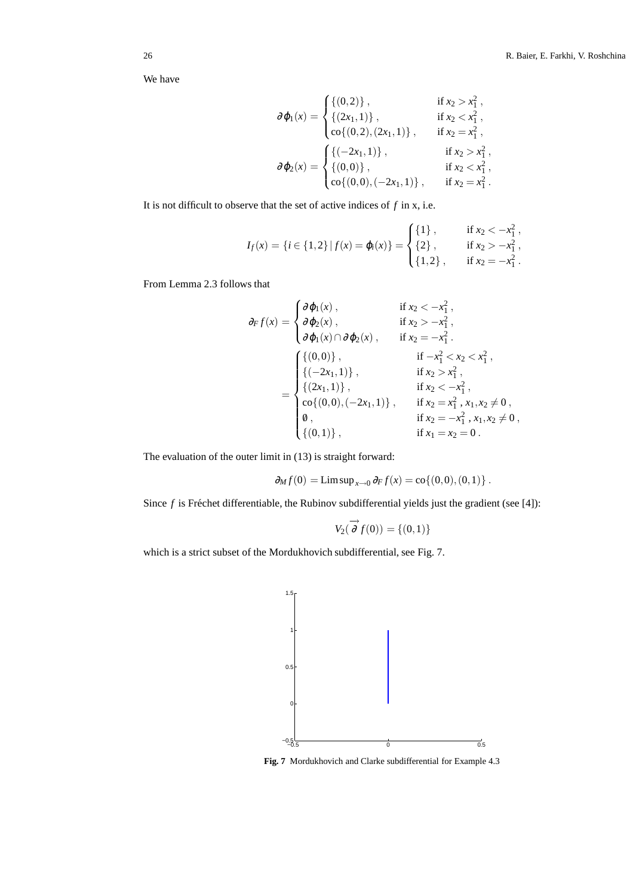We have

$$\partial \varphi_1(x) = \begin{cases} \{(0,2)\}\,, & \text{if } x_2 > x_1^2\,, \\ \{(2x_1,1)\}\,, & \text{if } x_2 < x_1^2\,, \\ \operatorname{co}\{(0,2),(2x_1,1)\}\,, & \text{if } x_2 = x_1^2\,, \end{cases}$$

$$\partial \varphi_2(x) = \begin{cases} \{(-2x_1,1)\}\,, & \text{if } x_2 > x_1^2\,, \\ \{(0,0)\}\,, & \text{if } x_2 < x_1^2\,, \\ \operatorname{co}\{(0,0),(-2x_1,1)\}\,, & \text{if } x_2 = x_1^2\,. \end{cases}$$

It is not difficult to observe that the set of active indices of $f$ in x, i.e.

$$I_f(x) = \{i \in \{1,2\} \mid f(x) = \varphi_i(x)\} = \begin{cases} \{1\}\,, & \text{if } x_2 < -x_1^2\,, \\ \{2\}\,, & \text{if } x_2 > -x_1^2\,, \\ \{1,2\}\,, & \text{if } x_2 = -x_1^2\,. \end{cases}$$

From Lemma 2.3 follows that

$$\begin{aligned}
\partial_F f(x) &= \begin{cases} \partial \varphi_1(x)\,, & \text{if } x_2 < -x_1^2\,, \\ \partial \varphi_2(x)\,, & \text{if } x_2 > -x_1^2\,, \\ \partial \varphi_1(x) \cap \partial \varphi_2(x)\,, & \text{if } x_2 = -x_1^2\,. \end{cases} \\
&= \begin{cases} \{(0,0)\}\,, & \text{if } -x_1^2 < x_2 < x_1^2\,, \\ \{(-2x_1,1)\}\,, & \text{if } x_2 > x_1^2\,, \\ \{(2x_1,1)\}\,, & \text{if } x_2 < -x_1^2\,, \\ \operatorname{co}\{(0,0),(-2x_1,1)\}\,, & \text{if } x_2 = x_1^2\,,\, x_1,x_2 \neq 0\,, \\ \emptyset\,, & \text{if } x_2 = -x_1^2\,,\, x_1,x_2 \neq 0\,, \\ \{(0,1)\}\,, & \text{if } x_1 = x_2 = 0\,. \end{cases}
\end{aligned}$$

The evaluation of the outer limit in (13) is straight forward:

$$\partial_M f(0) = \operatorname{Lim\,sup}_{x \to 0} \partial_F f(x) = \operatorname{co}\{(0,0),(0,1)\}\,.$$

Since $f$ is Fréchet differentiable, the Rubinov subdifferential yields just the gradient (see [4]):

$$V_2(\overrightarrow{\partial} f(0)) = \{(0,1)\}$$

which is a strict subset of the Mordukhovich subdifferential, see Fig. 7.

**Fig. 7** Mordukhovich and Clarke subdifferential for Example 4.3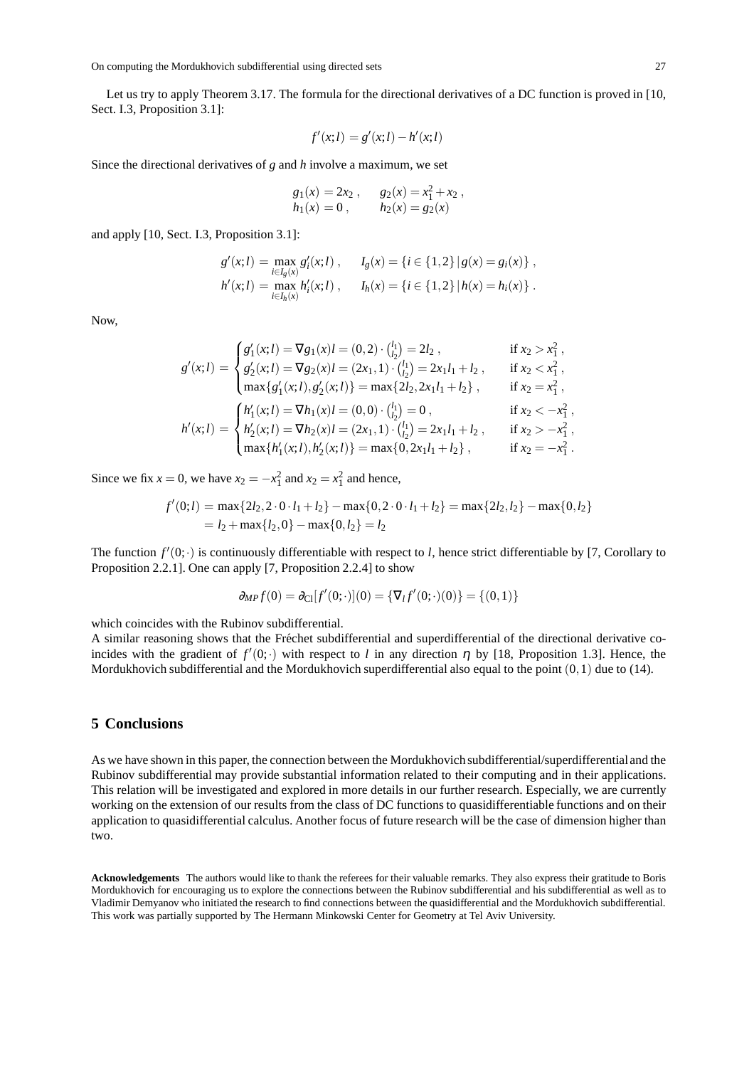Let us try to apply Theorem 3.17. The formula for the directional derivatives of a DC function is proved in [10, Sect. I.3, Proposition 3.1]:

$$f'(x;l) = g'(x;l) - h'(x;l)$$

Since the directional derivatives of $g$ and $h$ involve a maximum, we set

$$\begin{aligned} g_1(x) &= 2x_2\,, \qquad g_2(x) = x_1^2 + x_2\,, \\ h_1(x) &= 0\,, \qquad\;\; h_2(x) = g_2(x) \end{aligned}$$

and apply [10, Sect. I.3, Proposition 3.1]:

$$\begin{aligned} g'(x;l) &= \max_{i \in I_g(x)} g_i'(x;l)\,, \qquad I_g(x) = \{i \in \{1,2\} \,|\, g(x) = g_i(x)\}\,, \\ h'(x;l) &= \max_{i \in I_h(x)} h_i'(x;l)\,, \qquad I_h(x) = \{i \in \{1,2\} \,|\, h(x) = h_i(x)\}\,. \end{aligned}$$

Now,

$$\begin{aligned} g'(x;l) &= \begin{cases} g_1'(x;l) = \nabla g_1(x) l = (0,2) \cdot \binom{l_1}{l_2} = 2l_2\,, & \text{if } x_2 > x_1^2\,, \\ g_2'(x;l) = \nabla g_2(x) l = (2x_1, 1) \cdot \binom{l_1}{l_2} = 2x_1 l_1 + l_2\,, & \text{if } x_2 < x_1^2\,, \\ \max\{g_1'(x;l), g_2'(x;l)\} = \max\{2l_2, 2x_1 l_1 + l_2\}\,, & \text{if } x_2 = x_1^2\,, \end{cases} \\ h'(x;l) &= \begin{cases} h_1'(x;l) = \nabla h_1(x) l = (0,0) \cdot \binom{l_1}{l_2} = 0\,, & \text{if } x_2 < -x_1^2\,, \\ h_2'(x;l) = \nabla h_2(x) l = (2x_1, 1) \cdot \binom{l_1}{l_2} = 2x_1 l_1 + l_2\,, & \text{if } x_2 > -x_1^2\,, \\ \max\{h_1'(x;l), h_2'(x;l)\} = \max\{0, 2x_1 l_1 + l_2\}\,, & \text{if } x_2 = -x_1^2\,. \end{cases} \end{aligned}$$

Since we fix $x = 0$, we have $x_2 = -x_1^2$ and $x_2 = x_1^2$ and hence,

$$\begin{aligned} f'(0;l) &= \max\{2l_2, 2 \cdot 0 \cdot l_1 + l_2\} - \max\{0, 2 \cdot 0 \cdot l_1 + l_2\} = \max\{2l_2, l_2\} - \max\{0, l_2\} \\ &= l_2 + \max\{l_2, 0\} - \max\{0, l_2\} = l_2 \end{aligned}$$

The function $f'(0;\cdot)$ is continuously differentiable with respect to $l$, hence strict differentiable by [7, Corollary to Proposition 2.2.1]. One can apply [7, Proposition 2.2.4] to show

$$\partial_{MP} f(0) = \partial_{Cl}[f'(0;\cdot)](0) = \{\nabla_l f'(0;\cdot)(0)\} = \{(0,1)\}$$

which coincides with the Rubinov subdifferential.

A similar reasoning shows that the Fréchet subdifferential and superdifferential of the directional derivative coincides with the gradient of $f'(0;\cdot)$ with respect to $l$ in any direction $\eta$ by [18, Proposition 1.3]. Hence, the Mordukhovich subdifferential and the Mordukhovich superdifferential also equal to the point $(0,1)$ due to (14).

## 5 Conclusions

As we have shown in this paper, the connection between the Mordukhovich subdifferential/superdifferential and the Rubinov subdifferential may provide substantial information related to their computing and in their applications. This relation will be investigated and explored in more details in our further research. Especially, we are currently working on the extension of our results from the class of DC functions to quasidifferentiable functions and on their application to quasidifferential calculus. Another focus of future research will be the case of dimension higher than two.

**Acknowledgements** The authors would like to thank the referees for their valuable remarks. They also express their gratitude to Boris Mordukhovich for encouraging us to explore the connections between the Rubinov subdifferential and his subdifferential as well as to Vladimir Demyanov who initiated the research to find connections between the quasidifferential and the Mordukhovich subdifferential. This work was partially supported by The Hermann Minkowski Center for Geometry at Tel Aviv University.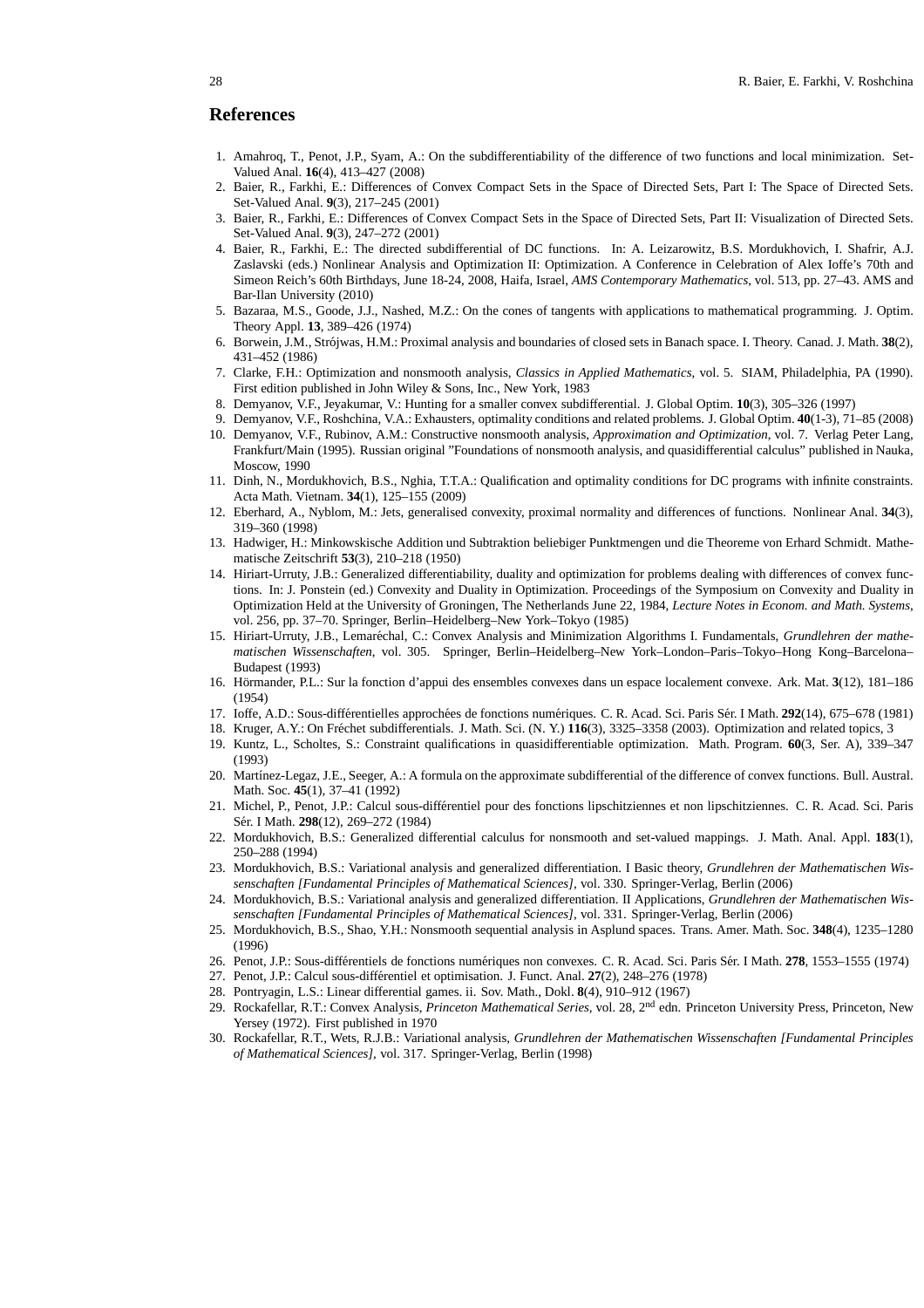## References

1. Amahroq, T., Penot, J.P., Syam, A.: On the subdifferentiability of the difference of two functions and local minimization. Set-Valued Anal. **16**(4), 413–427 (2008)
2. Baier, R., Farkhi, E.: Differences of Convex Compact Sets in the Space of Directed Sets, Part I: The Space of Directed Sets. Set-Valued Anal. **9**(3), 217–245 (2001)
3. Baier, R., Farkhi, E.: Differences of Convex Compact Sets in the Space of Directed Sets, Part II: Visualization of Directed Sets. Set-Valued Anal. **9**(3), 247–272 (2001)
4. Baier, R., Farkhi, E.: The directed subdifferential of DC functions. In: A. Leizarowitz, B.S. Mordukhovich, I. Shafrir, A.J. Zaslavski (eds.) Nonlinear Analysis and Optimization II: Optimization. A Conference in Celebration of Alex Ioffe's 70th and Simeon Reich's 60th Birthdays, June 18-24, 2008, Haifa, Israel, *AMS Contemporary Mathematics*, vol. 513, pp. 27–43. AMS and Bar-Ilan University (2010)
5. Bazaraa, M.S., Goode, J.J., Nashed, M.Z.: On the cones of tangents with applications to mathematical programming. J. Optim. Theory Appl. **13**, 389–426 (1974)
6. Borwein, J.M., Strójwas, H.M.: Proximal analysis and boundaries of closed sets in Banach space. I. Theory. Canad. J. Math. **38**(2), 431–452 (1986)
7. Clarke, F.H.: Optimization and nonsmooth analysis, *Classics in Applied Mathematics*, vol. 5. SIAM, Philadelphia, PA (1990). First edition published in John Wiley & Sons, Inc., New York, 1983
8. Demyanov, V.F., Jeyakumar, V.: Hunting for a smaller convex subdifferential. J. Global Optim. **10**(3), 305–326 (1997)
9. Demyanov, V.F., Roshchina, V.A.: Exhausters, optimality conditions and related problems. J. Global Optim. **40**(1-3), 71–85 (2008)
10. Demyanov, V.F., Rubinov, A.M.: Constructive nonsmooth analysis, *Approximation and Optimization*, vol. 7. Verlag Peter Lang, Frankfurt/Main (1995). Russian original "Foundations of nonsmooth analysis, and quasidifferential calculus" published in Nauka, Moscow, 1990
11. Dinh, N., Mordukhovich, B.S., Nghia, T.T.A.: Qualification and optimality conditions for DC programs with infinite constraints. Acta Math. Vietnam. **34**(1), 125–155 (2009)
12. Eberhard, A., Nyblom, M.: Jets, generalised convexity, proximal normality and differences of functions. Nonlinear Anal. **34**(3), 319–360 (1998)
13. Hadwiger, H.: Minkowskische Addition und Subtraktion beliebiger Punktmengen und die Theoreme von Erhard Schmidt. Mathematische Zeitschrift **53**(3), 210–218 (1950)
14. Hiriart-Urruty, J.B.: Generalized differentiability, duality and optimization for problems dealing with differences of convex functions. In: J. Ponstein (ed.) Convexity and Duality in Optimization. Proceedings of the Symposium on Convexity and Duality in Optimization Held at the University of Groningen, The Netherlands June 22, 1984, *Lecture Notes in Econom. and Math. Systems*, vol. 256, pp. 37–70. Springer, Berlin–Heidelberg–New York–Tokyo (1985)
15. Hiriart-Urruty, J.B., Lemaréchal, C.: Convex Analysis and Minimization Algorithms I. Fundamentals, *Grundlehren der mathematischen Wissenschaften*, vol. 305. Springer, Berlin–Heidelberg–New York–London–Paris–Tokyo–Hong Kong–Barcelona–Budapest (1993)
16. Hörmander, P.L.: Sur la fonction d'appui des ensembles convexes dans un espace localement convexe. Ark. Mat. **3**(12), 181–186 (1954)
17. Ioffe, A.D.: Sous-différentielles approchées de fonctions numériques. C. R. Acad. Sci. Paris Sér. I Math. **292**(14), 675–678 (1981)
18. Kruger, A.Y.: On Fréchet subdifferentials. J. Math. Sci. (N. Y.) **116**(3), 3325–3358 (2003). Optimization and related topics, 3
19. Kuntz, L., Scholtes, S.: Constraint qualifications in quasidifferentiable optimization. Math. Program. **60**(3, Ser. A), 339–347 (1993)
20. Martínez-Legaz, J.E., Seeger, A.: A formula on the approximate subdifferential of the difference of convex functions. Bull. Austral. Math. Soc. **45**(1), 37–41 (1992)
21. Michel, P., Penot, J.P.: Calcul sous-différentiel pour des fonctions lipschitziennes et non lipschitziennes. C. R. Acad. Sci. Paris Sér. I Math. **298**(12), 269–272 (1984)
22. Mordukhovich, B.S.: Generalized differential calculus for nonsmooth and set-valued mappings. J. Math. Anal. Appl. **183**(1), 250–288 (1994)
23. Mordukhovich, B.S.: Variational analysis and generalized differentiation. I Basic theory, *Grundlehren der Mathematischen Wissenschaften [Fundamental Principles of Mathematical Sciences]*, vol. 330. Springer-Verlag, Berlin (2006)
24. Mordukhovich, B.S.: Variational analysis and generalized differentiation. II Applications, *Grundlehren der Mathematischen Wissenschaften [Fundamental Principles of Mathematical Sciences]*, vol. 331. Springer-Verlag, Berlin (2006)
25. Mordukhovich, B.S., Shao, Y.H.: Nonsmooth sequential analysis in Asplund spaces. Trans. Amer. Math. Soc. **348**(4), 1235–1280 (1996)
26. Penot, J.P.: Sous-différentiels de fonctions numériques non convexes. C. R. Acad. Sci. Paris Sér. I Math. **278**, 1553–1555 (1974)
27. Penot, J.P.: Calcul sous-différentiel et optimisation. J. Funct. Anal. **27**(2), 248–276 (1978)
28. Pontryagin, L.S.: Linear differential games. ii. Sov. Maths., Dokl. **8**(4), 910–912 (1967)
29. Rockafellar, R.T.: Convex Analysis, *Princeton Mathematical Series*, vol. 28, 2nd edn. Princeton University Press, Princeton, New Yersey (1972). First published in 1970
30. Rockafellar, R.T., Wets, R.J.B.: Variational analysis, *Grundlehren der Mathematischen Wissenschaften [Fundamental Principles of Mathematical Sciences]*, vol. 317. Springer-Verlag, Berlin (1998)